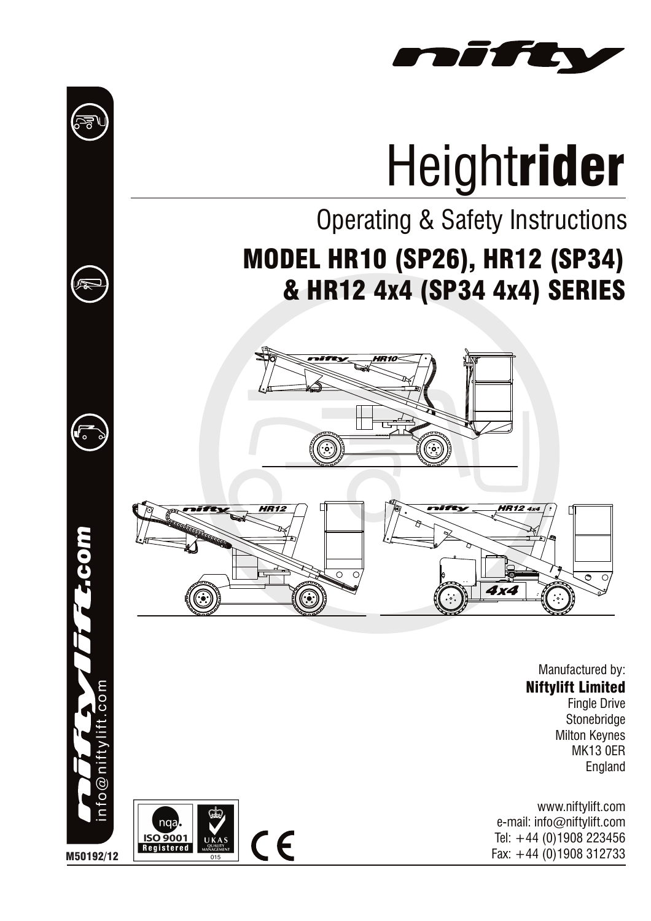# Heightrider

## Operating & Safety Instructions

## MODEL HR10 (SP26), HR12 (SP34) & HR12 4x4 (SP34 4x4) SERIES

Manufactured by:
**Niftylift Limited**
Fingle Drive
Stonebridge
Milton Keynes
MK13 0ER
England

www.niftylift.com
e-mail: info@niftylift.com
Tel: +44 (0)1908 223456
Fax: +44 (0)1908 312733

niftylift.com
info@niftylift.com

M50192/12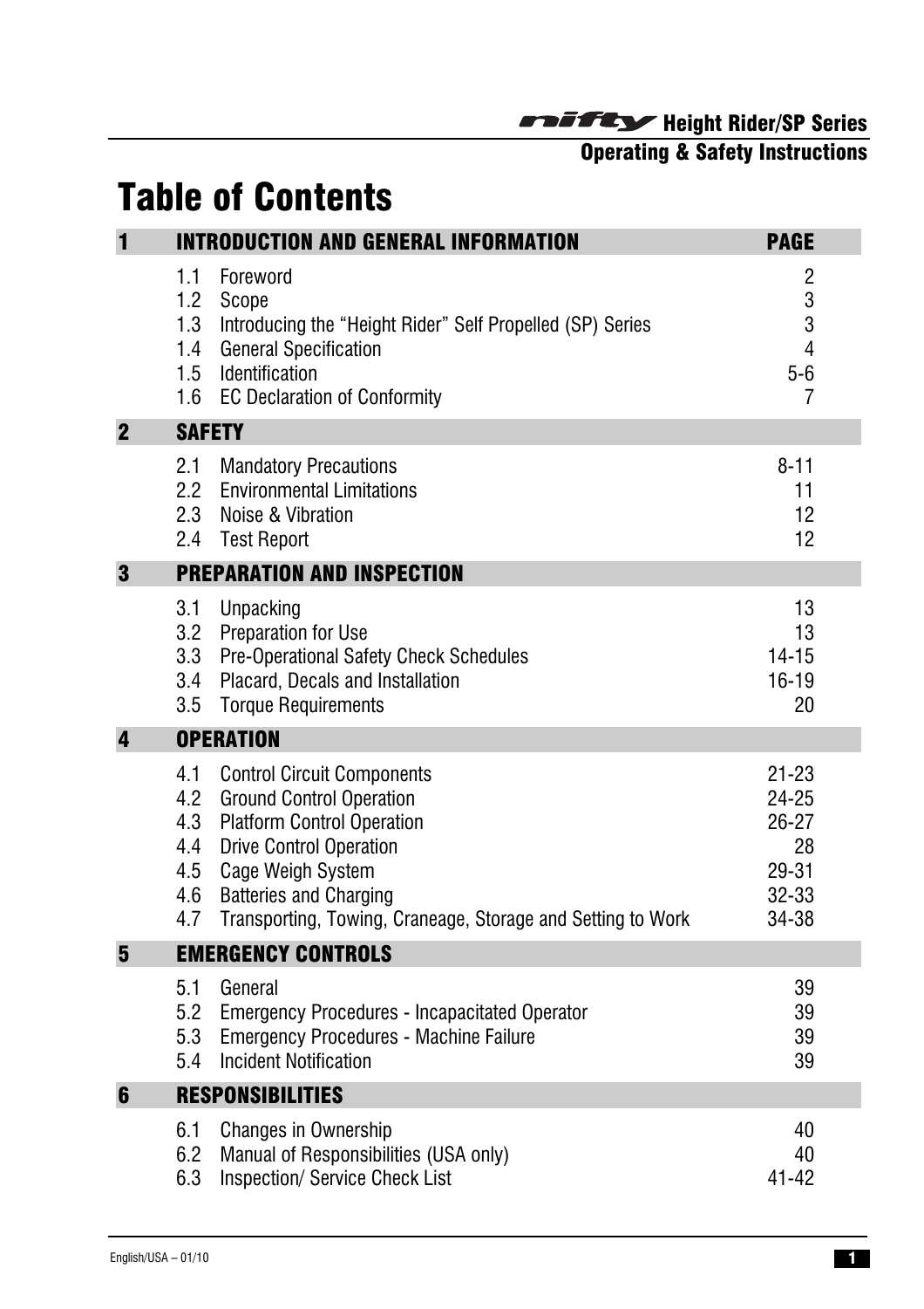# Table of Contents

| | | PAGE |
|---|---|---|
| **1** | **INTRODUCTION AND GENERAL INFORMATION** | |
| 1.1 | Foreword | 2 |
| 1.2 | Scope | 3 |
| 1.3 | Introducing the "Height Rider" Self Propelled (SP) Series | 3 |
| 1.4 | General Specification | 4 |
| 1.5 | Identification | 5-6 |
| 1.6 | EC Declaration of Conformity | 7 |
| **2** | **SAFETY** | |
| 2.1 | Mandatory Precautions | 8-11 |
| 2.2 | Environmental Limitations | 11 |
| 2.3 | Noise & Vibration | 12 |
| 2.4 | Test Report | 12 |
| **3** | **PREPARATION AND INSPECTION** | |
| 3.1 | Unpacking | 13 |
| 3.2 | Preparation for Use | 13 |
| 3.3 | Pre-Operational Safety Check Schedules | 14-15 |
| 3.4 | Placard, Decals and Installation | 16-19 |
| 3.5 | Torque Requirements | 20 |
| **4** | **OPERATION** | |
| 4.1 | Control Circuit Components | 21-23 |
| 4.2 | Ground Control Operation | 24-25 |
| 4.3 | Platform Control Operation | 26-27 |
| 4.4 | Drive Control Operation | 28 |
| 4.5 | Cage Weigh System | 29-31 |
| 4.6 | Batteries and Charging | 32-33 |
| 4.7 | Transporting, Towing, Craneage, Storage and Setting to Work | 34-38 |
| **5** | **EMERGENCY CONTROLS** | |
| 5.1 | General | 39 |
| 5.2 | Emergency Procedures - Incapacitated Operator | 39 |
| 5.3 | Emergency Procedures - Machine Failure | 39 |
| 5.4 | Incident Notification | 39 |
| **6** | **RESPONSIBILITIES** | |
| 6.1 | Changes in Ownership | 40 |
| 6.2 | Manual of Responsibilities (USA only) | 40 |
| 6.3 | Inspection/ Service Check List | 41-42 |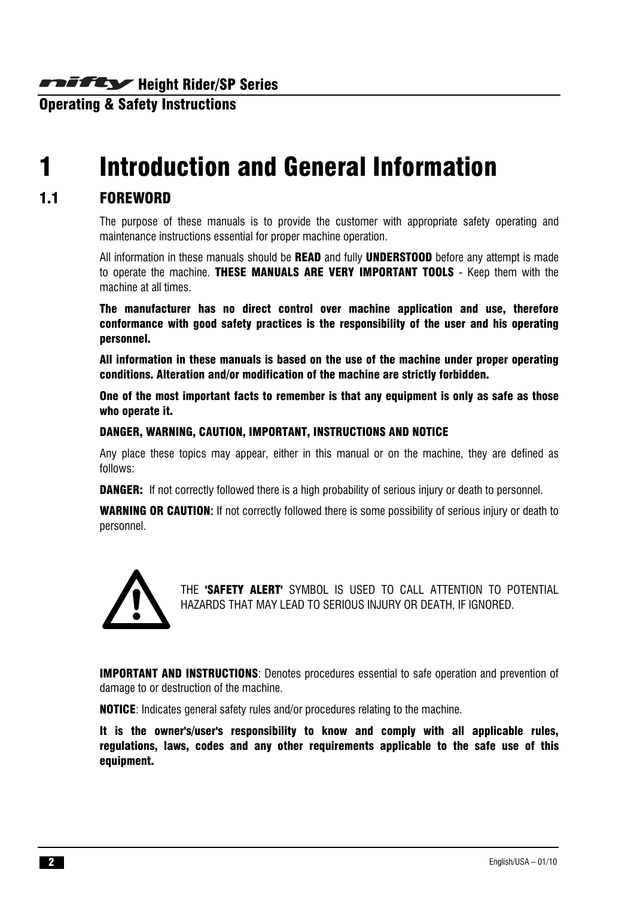# 1 Introduction and General Information

## 1.1 FOREWORD

The purpose of these manuals is to provide the customer with appropriate safety operating and maintenance instructions essential for proper machine operation.

All information in these manuals should be **READ** and fully **UNDERSTOOD** before any attempt is made to operate the machine. **THESE MANUALS ARE VERY IMPORTANT TOOLS** - Keep them with the machine at all times.

**The manufacturer has no direct control over machine application and use, therefore conformance with good safety practices is the responsibility of the user and his operating personnel.**

**All information in these manuals is based on the use of the machine under proper operating conditions. Alteration and/or modification of the machine are strictly forbidden.**

**One of the most important facts to remember is that any equipment is only as safe as those who operate it.**

**DANGER, WARNING, CAUTION, IMPORTANT, INSTRUCTIONS AND NOTICE**

Any place these topics may appear, either in this manual or on the machine, they are defined as follows:

**DANGER:** If not correctly followed there is a high probability of serious injury or death to personnel.

**WARNING OR CAUTION:** If not correctly followed there is some possibility of serious injury or death to personnel.

THE **'SAFETY ALERT'** SYMBOL IS USED TO CALL ATTENTION TO POTENTIAL HAZARDS THAT MAY LEAD TO SERIOUS INJURY OR DEATH, IF IGNORED.

**IMPORTANT AND INSTRUCTIONS**: Denotes procedures essential to safe operation and prevention of damage to or destruction of the machine.

**NOTICE**: Indicates general safety rules and/or procedures relating to the machine.

**It is the owner's/user's responsibility to know and comply with all applicable rules, regulations, laws, codes and any other requirements applicable to the safe use of this equipment.**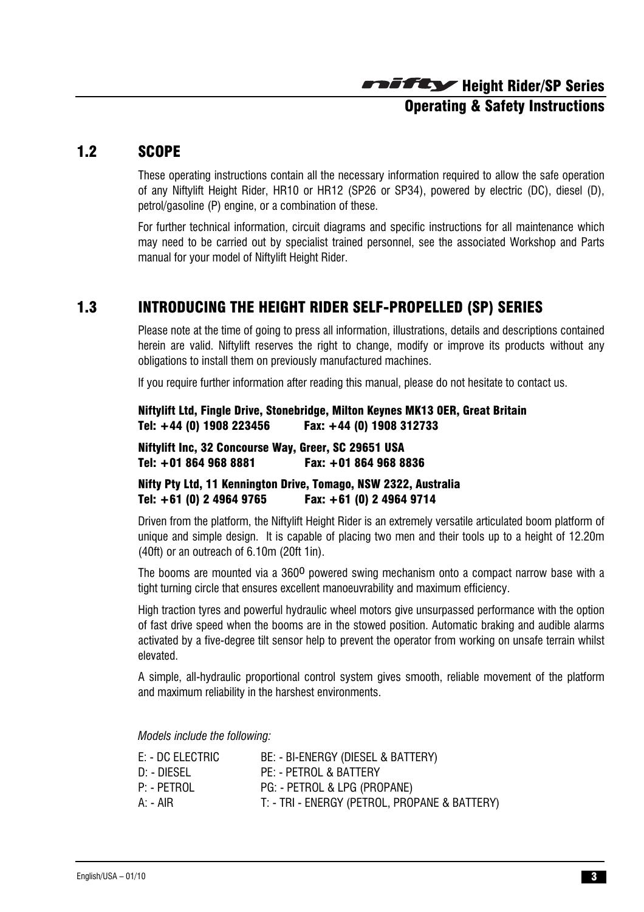## 1.2 SCOPE

These operating instructions contain all the necessary information required to allow the safe operation of any Niftylift Height Rider, HR10 or HR12 (SP26 or SP34), powered by electric (DC), diesel (D), petrol/gasoline (P) engine, or a combination of these.

For further technical information, circuit diagrams and specific instructions for all maintenance which may need to be carried out by specialist trained personnel, see the associated Workshop and Parts manual for your model of Niftylift Height Rider.

## 1.3 INTRODUCING THE HEIGHT RIDER SELF-PROPELLED (SP) SERIES

Please note at the time of going to press all information, illustrations, details and descriptions contained herein are valid. Niftylift reserves the right to change, modify or improve its products without any obligations to install them on previously manufactured machines.

If you require further information after reading this manual, please do not hesitate to contact us.

**Niftylift Ltd, Fingle Drive, Stonebridge, Milton Keynes MK13 0ER, Great Britain**
**Tel: +44 (0) 1908 223456 Fax: +44 (0) 1908 312733**

**Niftylift Inc, 32 Concourse Way, Greer, SC 29651 USA**
**Tel: +01 864 968 8881 Fax: +01 864 968 8836**

**Nifty Pty Ltd, 11 Kennington Drive, Tomago, NSW 2322, Australia**
**Tel: +61 (0) 2 4964 9765 Fax: +61 (0) 2 4964 9714**

Driven from the platform, the Niftylift Height Rider is an extremely versatile articulated boom platform of unique and simple design. It is capable of placing two men and their tools up to a height of 12.20m (40ft) or an outreach of 6.10m (20ft 1in).

The booms are mounted via a 360$^{o}$ powered swing mechanism onto a compact narrow base with a tight turning circle that ensures excellent manoeuvrability and maximum efficiency.

High traction tyres and powerful hydraulic wheel motors give unsurpassed performance with the option of fast drive speed when the booms are in the stowed position. Automatic braking and audible alarms activated by a five-degree tilt sensor help to prevent the operator from working on unsafe terrain whilst elevated.

A simple, all-hydraulic proportional control system gives smooth, reliable movement of the platform and maximum reliability in the harshest environments.

*Models include the following:*

| | |
|---|---|
| E: - DC ELECTRIC | BE: - BI-ENERGY (DIESEL & BATTERY) |
| D: - DIESEL | PE: - PETROL & BATTERY |
| P: - PETROL | PG: - PETROL & LPG (PROPANE) |
| A: - AIR | T: - TRI - ENERGY (PETROL, PROPANE & BATTERY) |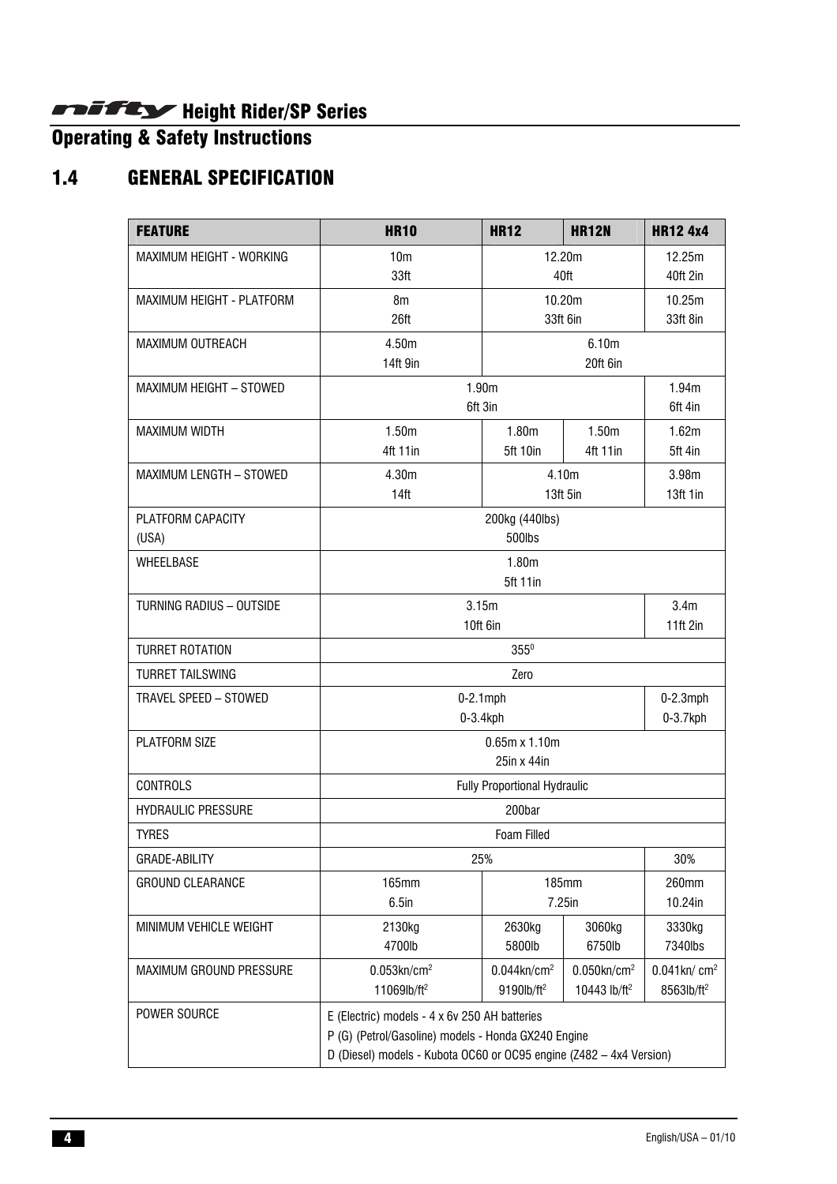# nifty Height Rider/SP Series

## Operating & Safety Instructions

## 1.4 GENERAL SPECIFICATION

| FEATURE | HR10 | HR12 | HR12N | HR12 4x4 |
|---|---|---|---|---|
| MAXIMUM HEIGHT - WORKING | 10m<br>33ft | 12.20m<br>40ft | | 12.25m<br>40ft 2in |
| MAXIMUM HEIGHT - PLATFORM | 8m<br>26ft | 10.20m<br>33ft 6in | | 10.25m<br>33ft 8in |
| MAXIMUM OUTREACH | 4.50m<br>14ft 9in | 6.10m<br>20ft 6in | | |
| MAXIMUM HEIGHT – STOWED | 1.90m<br>6ft 3in | | | 1.94m<br>6ft 4in |
| MAXIMUM WIDTH | 1.50m<br>4ft 11in | 1.80m<br>5ft 10in | 1.50m<br>4ft 11in | 1.62m<br>5ft 4in |
| MAXIMUM LENGTH – STOWED | 4.30m<br>14ft | 4.10m<br>13ft 5in | | 3.98m<br>13ft 1in |
| PLATFORM CAPACITY<br>(USA) | 200kg (440lbs)<br>500lbs | | | |
| WHEELBASE | 1.80m<br>5ft 11in | | | |
| TURNING RADIUS – OUTSIDE | 3.15m<br>10ft 6in | | | 3.4m<br>11ft 2in |
| TURRET ROTATION | 355° | | | |
| TURRET TAILSWING | Zero | | | |
| TRAVEL SPEED – STOWED | 0-2.1mph<br>0-3.4kph | | | 0-2.3mph<br>0-3.7kph |
| PLATFORM SIZE | 0.65m x 1.10m<br>25in x 44in | | | |
| CONTROLS | Fully Proportional Hydraulic | | | |
| HYDRAULIC PRESSURE | 200bar | | | |
| TYRES | Foam Filled | | | |
| GRADE-ABILITY | 25% | | | 30% |
| GROUND CLEARANCE | 165mm<br>6.5in | 185mm<br>7.25in | | 260mm<br>10.24in |
| MINIMUM VEHICLE WEIGHT | 2130kg<br>4700lb | 2630kg<br>5800lb | 3060kg<br>6750lb | 3330kg<br>7340lbs |
| MAXIMUM GROUND PRESSURE | 0.053kn/cm²<br>11069lb/ft² | 0.044kn/cm²<br>9190lb/ft² | 0.050kn/cm²<br>10443 lb/ft² | 0.041kn/ cm²<br>8563lb/ft² |
| POWER SOURCE | E (Electric) models - 4 x 6v 250 AH batteries<br>P (G) (Petrol/Gasoline) models - Honda GX240 Engine<br>D (Diesel) models - Kubota OC60 or OC95 engine (Z482 – 4x4 Version) | | | |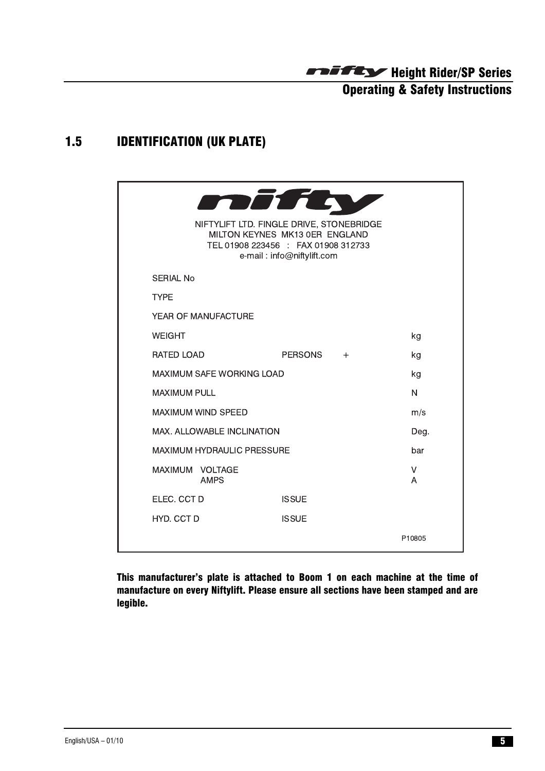## 1.5 IDENTIFICATION (UK PLATE)

**nifty**

NIFTYLIFT LTD. FINGLE DRIVE, STONEBRIDGE
MILTON KEYNES MK13 0ER ENGLAND
TEL 01908 223456 : FAX 01908 312733
e-mail : info@niftylift.com

| | | | |
|---|---|---|---|
| SERIAL No | | | |
| TYPE | | | |
| YEAR OF MANUFACTURE | | | |
| WEIGHT | | | kg |
| RATED LOAD | PERSONS | + | kg |
| MAXIMUM SAFE WORKING LOAD | | | kg |
| MAXIMUM PULL | | | N |
| MAXIMUM WIND SPEED | | | m/s |
| MAX. ALLOWABLE INCLINATION | | | Deg. |
| MAXIMUM HYDRAULIC PRESSURE | | | bar |
| MAXIMUM VOLTAGE | | | V |
| AMPS | | | A |
| ELEC. CCT D | ISSUE | | |
| HYD. CCT D | ISSUE | | |
| | | | P10805 |

**This manufacturer's plate is attached to Boom 1 on each machine at the time of manufacture on every Niftylift. Please ensure all sections have been stamped and are legible.**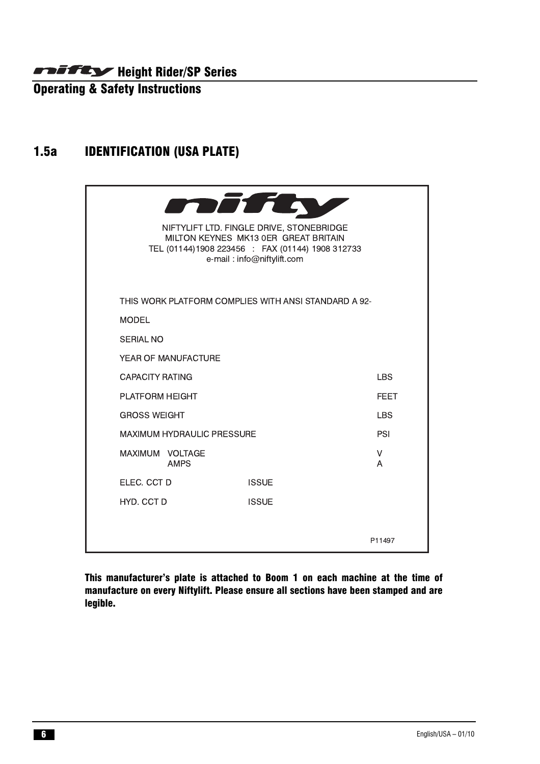## 1.5a IDENTIFICATION (USA PLATE)

nifty

NIFTYLIFT LTD. FINGLE DRIVE, STONEBRIDGE
MILTON KEYNES MK13 0ER GREAT BRITAIN
TEL (01144)1908 223456 : FAX (01144) 1908 312733
e-mail : info@niftylift.com

THIS WORK PLATFORM COMPLIES WITH ANSI STANDARD A 92-

| | | |
|---|---|---|
| MODEL | | |
| SERIAL NO | | |
| YEAR OF MANUFACTURE | | |
| CAPACITY RATING | | LBS |
| PLATFORM HEIGHT | | FEET |
| GROSS WEIGHT | | LBS |
| MAXIMUM HYDRAULIC PRESSURE | | PSI |
| MAXIMUM VOLTAGE | | V |
| AMPS | | A |
| ELEC. CCT D | ISSUE | |
| HYD. CCT D | ISSUE | |

P11497

**This manufacturer's plate is attached to Boom 1 on each machine at the time of manufacture on every Niftylift. Please ensure all sections have been stamped and are legible.**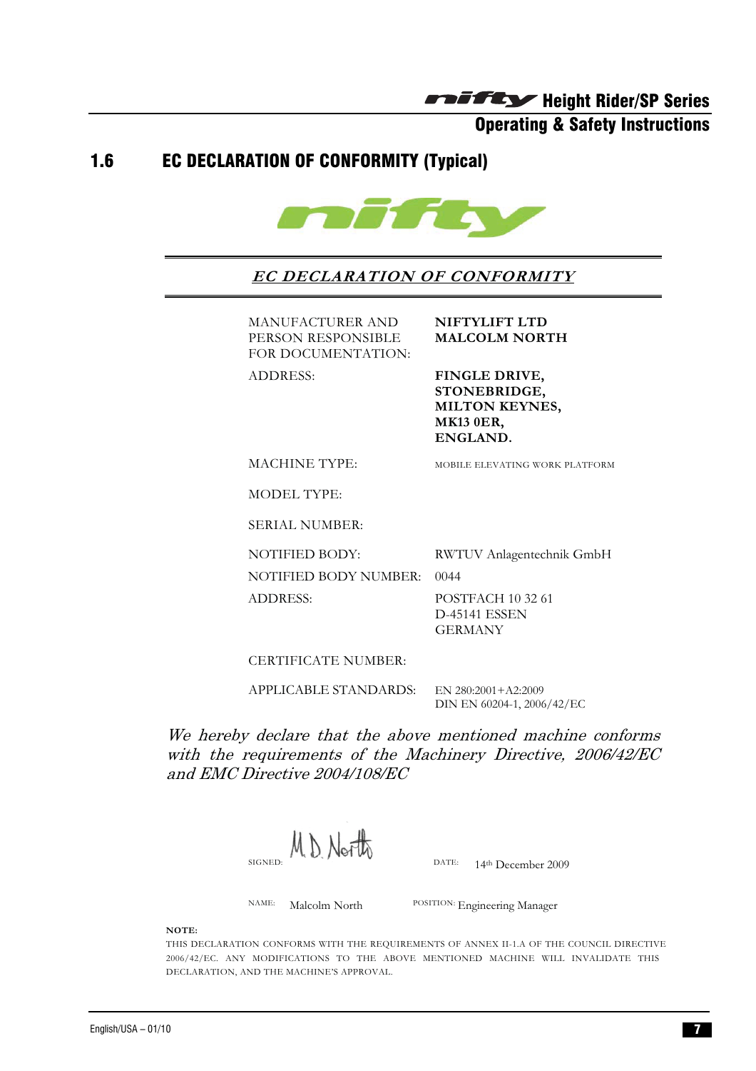## 1.6 EC DECLARATION OF CONFORMITY (Typical)

nifty

***EC DECLARATION OF CONFORMITY***

| | |
|---|---|
| MANUFACTURER AND PERSON RESPONSIBLE FOR DOCUMENTATION: | **NIFTYLIFT LTD MALCOLM NORTH** |
| ADDRESS: | **FINGLE DRIVE, STONEBRIDGE, MILTON KEYNES, MK13 0ER, ENGLAND.** |
| MACHINE TYPE: | MOBILE ELEVATING WORK PLATFORM |
| MODEL TYPE: | |
| SERIAL NUMBER: | |
| NOTIFIED BODY: | RWTUV Anlagentechnik GmbH |
| NOTIFIED BODY NUMBER: | 0044 |
| ADDRESS: | POSTFACH 10 32 61 D-45141 ESSEN GERMANY |
| CERTIFICATE NUMBER: | |
| APPLICABLE STANDARDS: | EN 280:2001+A2:2009 DIN EN 60204-1, 2006/42/EC |

*We hereby declare that the above mentioned machine conforms with the requirements of the Machinery Directive, 2006/42/EC and EMC Directive 2004/108/EC*

SIGNED: M. D. North DATE: 14th December 2009

NAME: Malcolm North POSITION: Engineering Manager

**NOTE:**

THIS DECLARATION CONFORMS WITH THE REQUIREMENTS OF ANNEX II-1.A OF THE COUNCIL DIRECTIVE 2006/42/EC. ANY MODIFICATIONS TO THE ABOVE MENTIONED MACHINE WILL INVALIDATE THIS DECLARATION, AND THE MACHINE'S APPROVAL.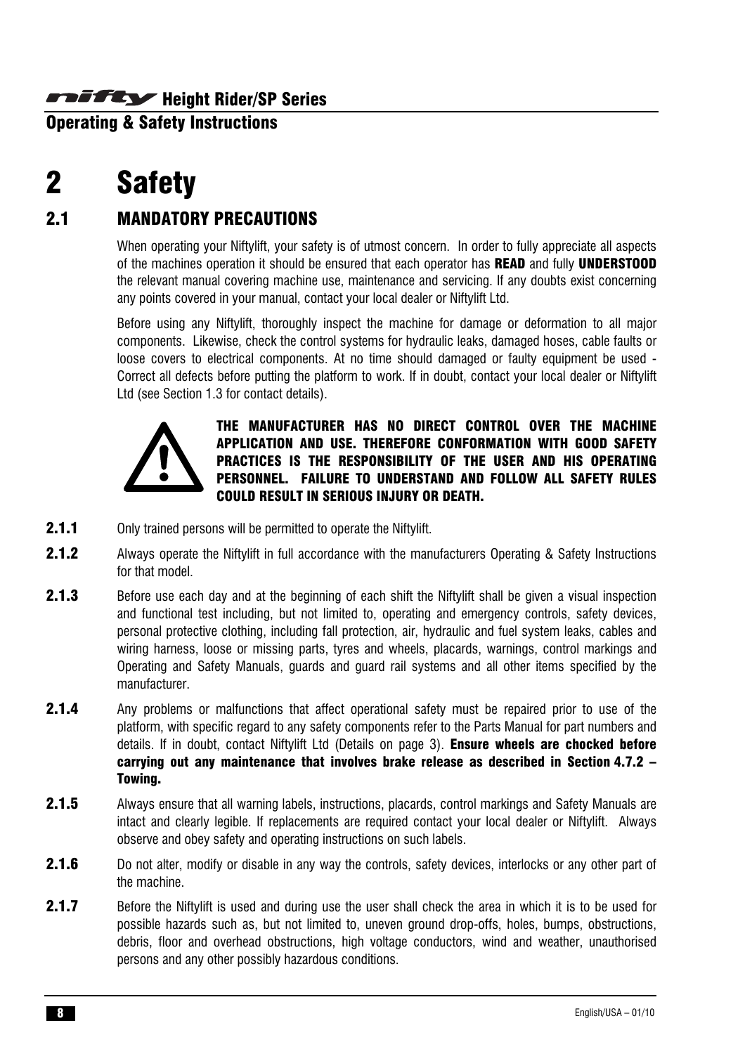# 2 Safety

## 2.1 MANDATORY PRECAUTIONS

When operating your Niftylift, your safety is of utmost concern. In order to fully appreciate all aspects of the machines operation it should be ensured that each operator has **READ** and fully **UNDERSTOOD** the relevant manual covering machine use, maintenance and servicing. If any doubts exist concerning any points covered in your manual, contact your local dealer or Niftylift Ltd.

Before using any Niftylift, thoroughly inspect the machine for damage or deformation to all major components. Likewise, check the control systems for hydraulic leaks, damaged hoses, cable faults or loose covers to electrical components. At no time should damaged or faulty equipment be used - Correct all defects before putting the platform to work. If in doubt, contact your local dealer or Niftylift Ltd (see Section 1.3 for contact details).

**THE MANUFACTURER HAS NO DIRECT CONTROL OVER THE MACHINE APPLICATION AND USE. THEREFORE CONFORMATION WITH GOOD SAFETY PRACTICES IS THE RESPONSIBILITY OF THE USER AND HIS OPERATING PERSONNEL. FAILURE TO UNDERSTAND AND FOLLOW ALL SAFETY RULES COULD RESULT IN SERIOUS INJURY OR DEATH.**

**2.1.1** Only trained persons will be permitted to operate the Niftylift.

**2.1.2** Always operate the Niftylift in full accordance with the manufacturers Operating & Safety Instructions for that model.

**2.1.3** Before use each day and at the beginning of each shift the Niftylift shall be given a visual inspection and functional test including, but not limited to, operating and emergency controls, safety devices, personal protective clothing, including fall protection, air, hydraulic and fuel system leaks, cables and wiring harness, loose or missing parts, tyres and wheels, placards, warnings, control markings and Operating and Safety Manuals, guards and guard rail systems and all other items specified by the manufacturer.

**2.1.4** Any problems or malfunctions that affect operational safety must be repaired prior to use of the platform, with specific regard to any safety components refer to the Parts Manual for part numbers and details. If in doubt, contact Niftylift Ltd (Details on page 3). **Ensure wheels are chocked before carrying out any maintenance that involves brake release as described in Section 4.7.2 – Towing.**

**2.1.5** Always ensure that all warning labels, instructions, placards, control markings and Safety Manuals are intact and clearly legible. If replacements are required contact your local dealer or Niftylift. Always observe and obey safety and operating instructions on such labels.

**2.1.6** Do not alter, modify or disable in any way the controls, safety devices, interlocks or any other part of the machine.

**2.1.7** Before the Niftylift is used and during use the user shall check the area in which it is to be used for possible hazards such as, but not limited to, uneven ground drop-offs, holes, bumps, obstructions, debris, floor and overhead obstructions, high voltage conductors, wind and weather, unauthorised persons and any other possibly hazardous conditions.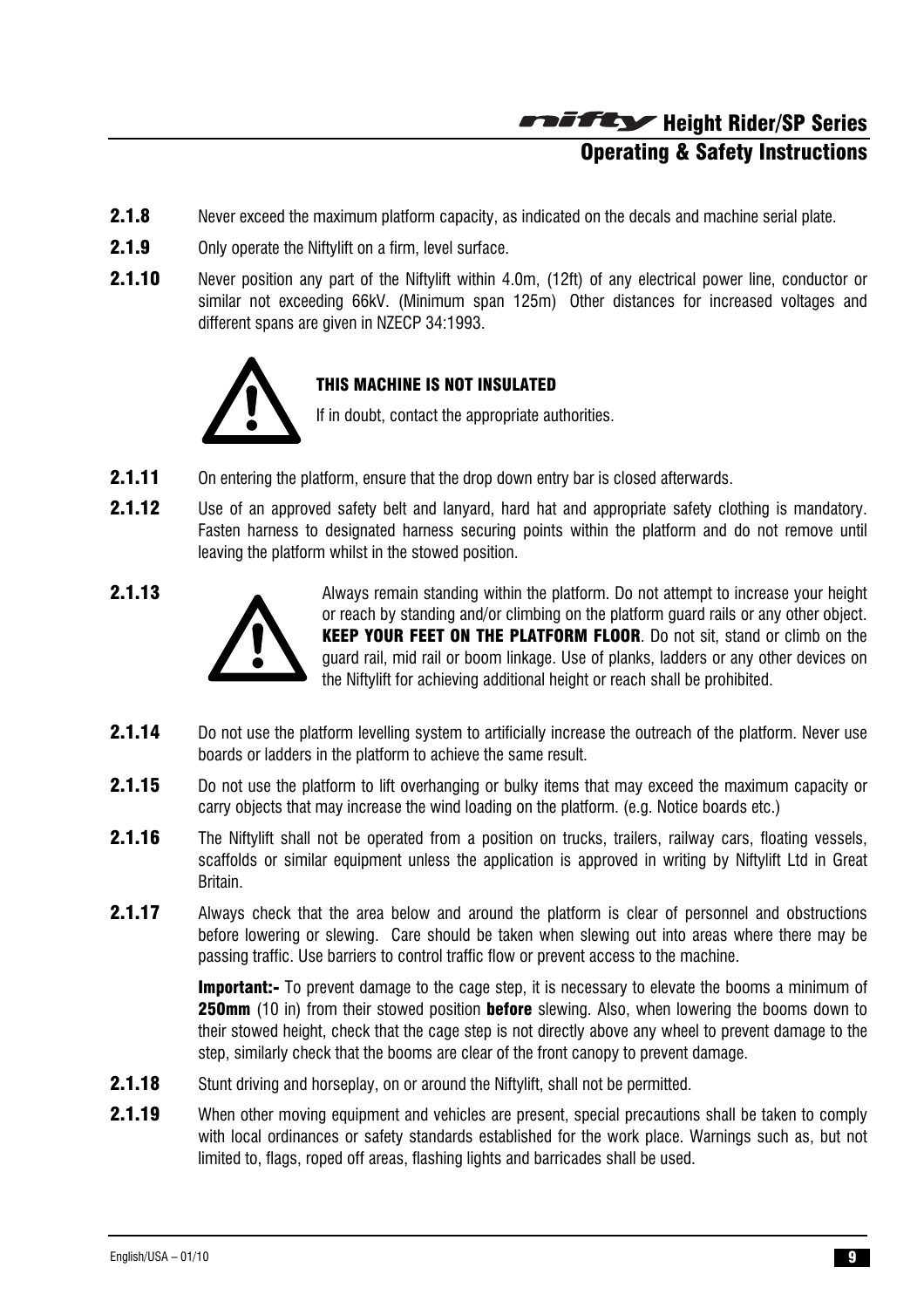**2.1.8** Never exceed the maximum platform capacity, as indicated on the decals and machine serial plate.

**2.1.9** Only operate the Niftylift on a firm, level surface.

**2.1.10** Never position any part of the Niftylift within 4.0m, (12ft) of any electrical power line, conductor or similar not exceeding 66kV. (Minimum span 125m) Other distances for increased voltages and different spans are given in NZECP 34:1993.

**THIS MACHINE IS NOT INSULATED**

If in doubt, contact the appropriate authorities.

**2.1.11** On entering the platform, ensure that the drop down entry bar is closed afterwards.

**2.1.12** Use of an approved safety belt and lanyard, hard hat and appropriate safety clothing is mandatory. Fasten harness to designated harness securing points within the platform and do not remove until leaving the platform whilst in the stowed position.

**2.1.13** Always remain standing within the platform. Do not attempt to increase your height or reach by standing and/or climbing on the platform guard rails or any other object. **KEEP YOUR FEET ON THE PLATFORM FLOOR**. Do not sit, stand or climb on the guard rail, mid rail or boom linkage. Use of planks, ladders or any other devices on the Niftylift for achieving additional height or reach shall be prohibited.

**2.1.14** Do not use the platform levelling system to artificially increase the outreach of the platform. Never use boards or ladders in the platform to achieve the same result.

**2.1.15** Do not use the platform to lift overhanging or bulky items that may exceed the maximum capacity or carry objects that may increase the wind loading on the platform. (e.g. Notice boards etc.)

**2.1.16** The Niftylift shall not be operated from a position on trucks, trailers, railway cars, floating vessels, scaffolds or similar equipment unless the application is approved in writing by Niftylift Ltd in Great Britain.

**2.1.17** Always check that the area below and around the platform is clear of personnel and obstructions before lowering or slewing. Care should be taken when slewing out into areas where there may be passing traffic. Use barriers to control traffic flow or prevent access to the machine.

**Important:-** To prevent damage to the cage step, it is necessary to elevate the booms a minimum of **250mm** (10 in) from their stowed position **before** slewing. Also, when lowering the booms down to their stowed height, check that the cage step is not directly above any wheel to prevent damage to the step, similarly check that the booms are clear of the front canopy to prevent damage.

**2.1.18** Stunt driving and horseplay, on or around the Niftylift, shall not be permitted.

**2.1.19** When other moving equipment and vehicles are present, special precautions shall be taken to comply with local ordinances or safety standards established for the work place. Warnings such as, but not limited to, flags, roped off areas, flashing lights and barricades shall be used.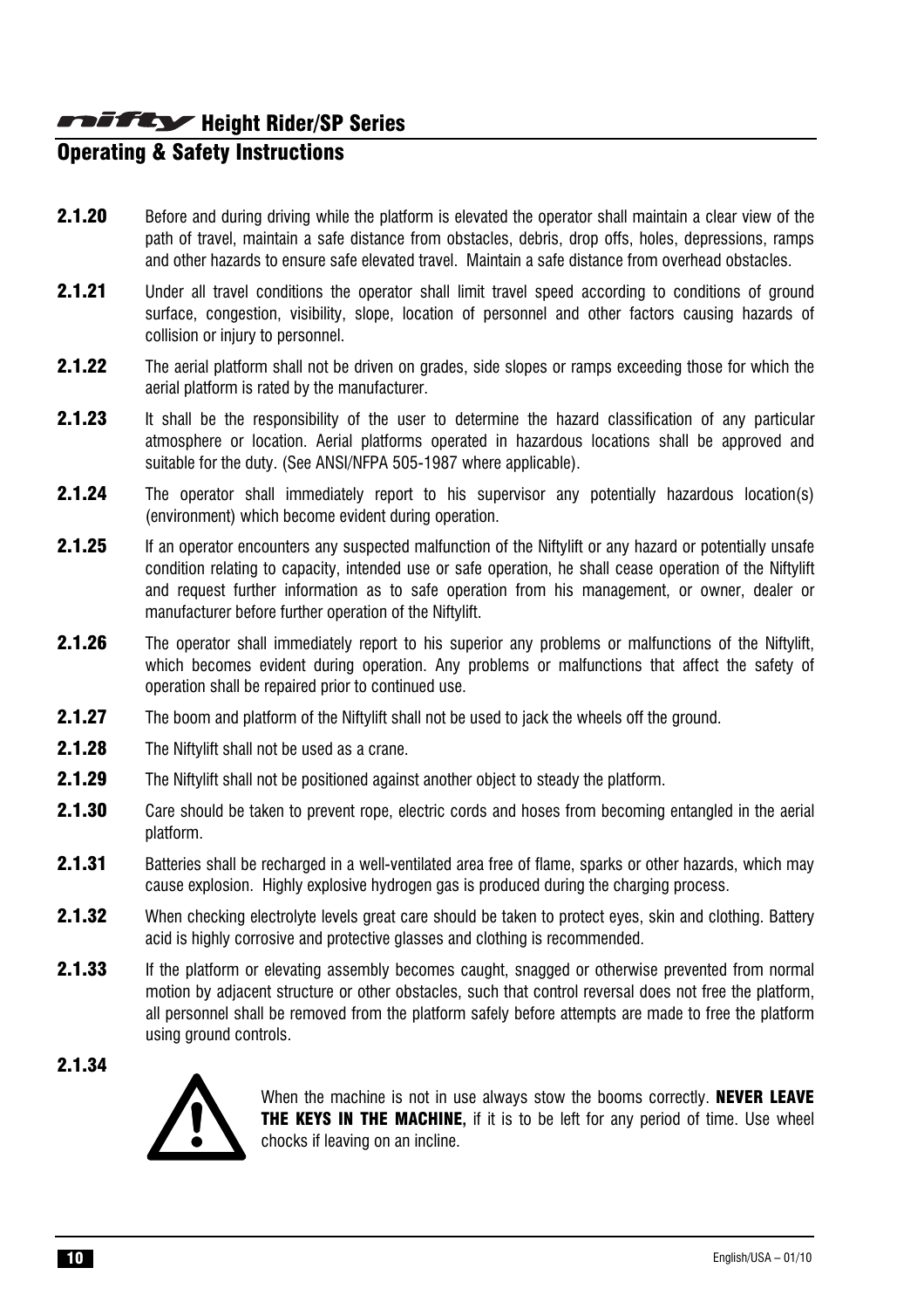**2.1.20** Before and during driving while the platform is elevated the operator shall maintain a clear view of the path of travel, maintain a safe distance from obstacles, debris, drop offs, holes, depressions, ramps and other hazards to ensure safe elevated travel. Maintain a safe distance from overhead obstacles.

**2.1.21** Under all travel conditions the operator shall limit travel speed according to conditions of ground surface, congestion, visibility, slope, location of personnel and other factors causing hazards of collision or injury to personnel.

**2.1.22** The aerial platform shall not be driven on grades, side slopes or ramps exceeding those for which the aerial platform is rated by the manufacturer.

**2.1.23** It shall be the responsibility of the user to determine the hazard classification of any particular atmosphere or location. Aerial platforms operated in hazardous locations shall be approved and suitable for the duty. (See ANSI/NFPA 505-1987 where applicable).

**2.1.24** The operator shall immediately report to his supervisor any potentially hazardous location(s) (environment) which become evident during operation.

**2.1.25** If an operator encounters any suspected malfunction of the Niftylift or any hazard or potentially unsafe condition relating to capacity, intended use or safe operation, he shall cease operation of the Niftylift and request further information as to safe operation from his management, or owner, dealer or manufacturer before further operation of the Niftylift.

**2.1.26** The operator shall immediately report to his superior any problems or malfunctions of the Niftylift, which becomes evident during operation. Any problems or malfunctions that affect the safety of operation shall be repaired prior to continued use.

**2.1.27** The boom and platform of the Niftylift shall not be used to jack the wheels off the ground.

**2.1.28** The Niftylift shall not be used as a crane.

**2.1.29** The Niftylift shall not be positioned against another object to steady the platform.

**2.1.30** Care should be taken to prevent rope, electric cords and hoses from becoming entangled in the aerial platform.

**2.1.31** Batteries shall be recharged in a well-ventilated area free of flame, sparks or other hazards, which may cause explosion. Highly explosive hydrogen gas is produced during the charging process.

**2.1.32** When checking electrolyte levels great care should be taken to protect eyes, skin and clothing. Battery acid is highly corrosive and protective glasses and clothing is recommended.

**2.1.33** If the platform or elevating assembly becomes caught, snagged or otherwise prevented from normal motion by adjacent structure or other obstacles, such that control reversal does not free the platform, all personnel shall be removed from the platform safely before attempts are made to free the platform using ground controls.

**2.1.34** When the machine is not in use always stow the booms correctly. **NEVER LEAVE THE KEYS IN THE MACHINE,** if it is to be left for any period of time. Use wheel chocks if leaving on an incline.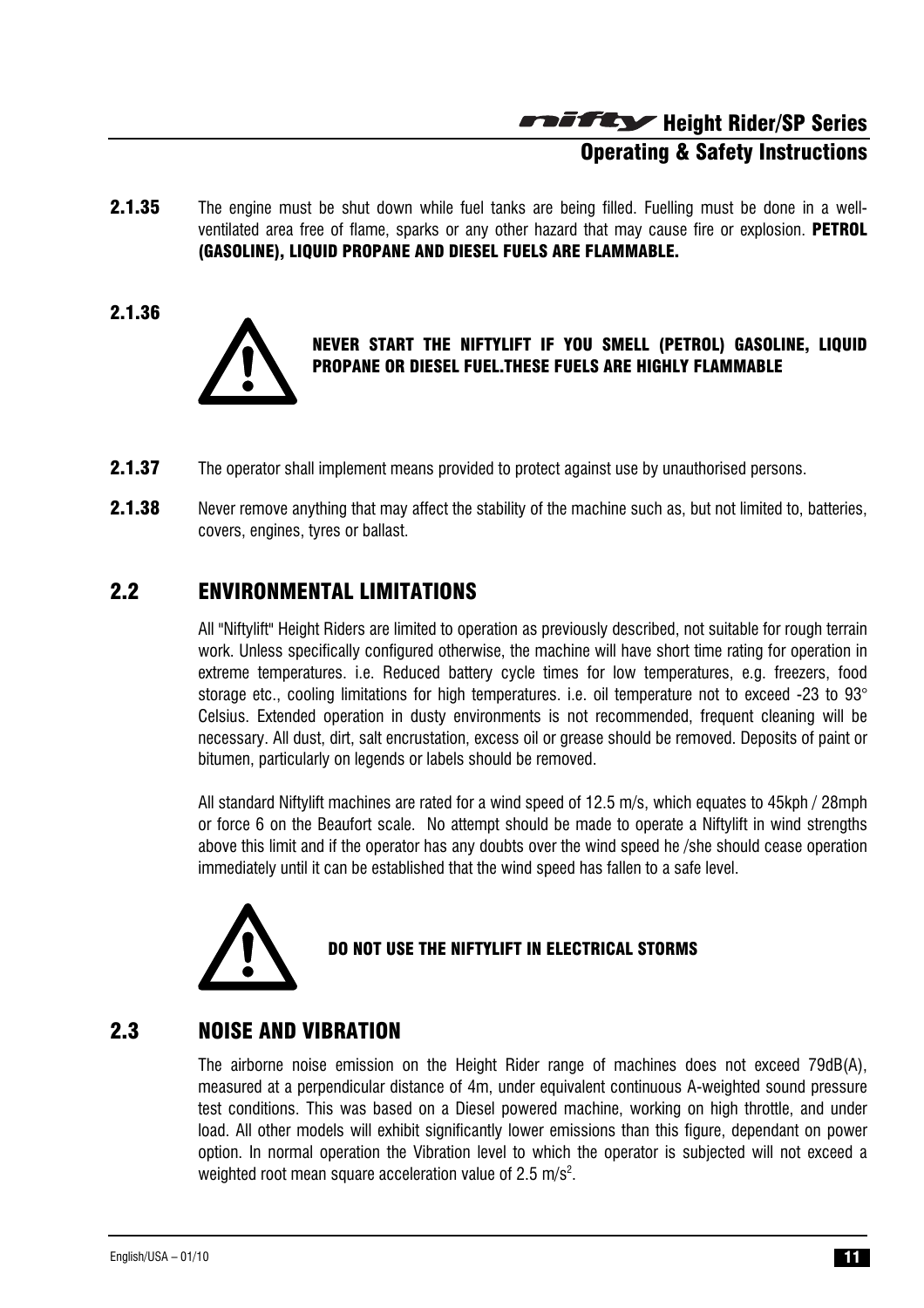**2.1.35** The engine must be shut down while fuel tanks are being filled. Fuelling must be done in a well-ventilated area free of flame, sparks or any other hazard that may cause fire or explosion. **PETROL (GASOLINE), LIQUID PROPANE AND DIESEL FUELS ARE FLAMMABLE.**

**2.1.36**

**NEVER START THE NIFTYLIFT IF YOU SMELL (PETROL) GASOLINE, LIQUID PROPANE OR DIESEL FUEL.THESE FUELS ARE HIGHLY FLAMMABLE**

**2.1.37** The operator shall implement means provided to protect against use by unauthorised persons.

**2.1.38** Never remove anything that may affect the stability of the machine such as, but not limited to, batteries, covers, engines, tyres or ballast.

## 2.2 ENVIRONMENTAL LIMITATIONS

All "Niftylift" Height Riders are limited to operation as previously described, not suitable for rough terrain work. Unless specifically configured otherwise, the machine will have short time rating for operation in extreme temperatures. i.e. Reduced battery cycle times for low temperatures, e.g. freezers, food storage etc., cooling limitations for high temperatures. i.e. oil temperature not to exceed -23 to 93° Celsius. Extended operation in dusty environments is not recommended, frequent cleaning will be necessary. All dust, dirt, salt encrustation, excess oil or grease should be removed. Deposits of paint or bitumen, particularly on legends or labels should be removed.

All standard Niftylift machines are rated for a wind speed of 12.5 m/s, which equates to 45kph / 28mph or force 6 on the Beaufort scale. No attempt should be made to operate a Niftylift in wind strengths above this limit and if the operator has any doubts over the wind speed he /she should cease operation immediately until it can be established that the wind speed has fallen to a safe level.

**DO NOT USE THE NIFTYLIFT IN ELECTRICAL STORMS**

## 2.3 NOISE AND VIBRATION

The airborne noise emission on the Height Rider range of machines does not exceed 79dB(A), measured at a perpendicular distance of 4m, under equivalent continuous A-weighted sound pressure test conditions. This was based on a Diesel powered machine, working on high throttle, and under load. All other models will exhibit significantly lower emissions than this figure, dependant on power option. In normal operation the Vibration level to which the operator is subjected will not exceed a weighted root mean square acceleration value of 2.5 $m/s^2$.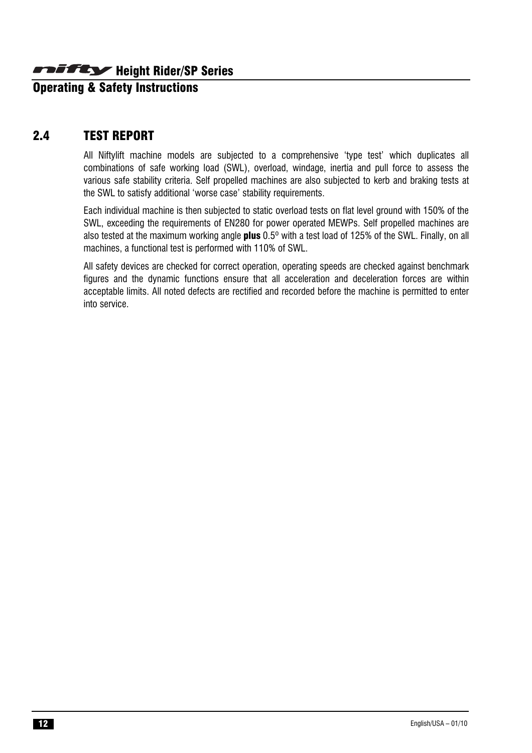## 2.4 TEST REPORT

All Niftylift machine models are subjected to a comprehensive 'type test' which duplicates all combinations of safe working load (SWL), overload, windage, inertia and pull force to assess the various safe stability criteria. Self propelled machines are also subjected to kerb and braking tests at the SWL to satisfy additional 'worse case' stability requirements.

Each individual machine is then subjected to static overload tests on flat level ground with 150% of the SWL, exceeding the requirements of EN280 for power operated MEWPs. Self propelled machines are also tested at the maximum working angle **plus** 0.5º with a test load of 125% of the SWL. Finally, on all machines, a functional test is performed with 110% of SWL.

All safety devices are checked for correct operation, operating speeds are checked against benchmark figures and the dynamic functions ensure that all acceleration and deceleration forces are within acceptable limits. All noted defects are rectified and recorded before the machine is permitted to enter into service.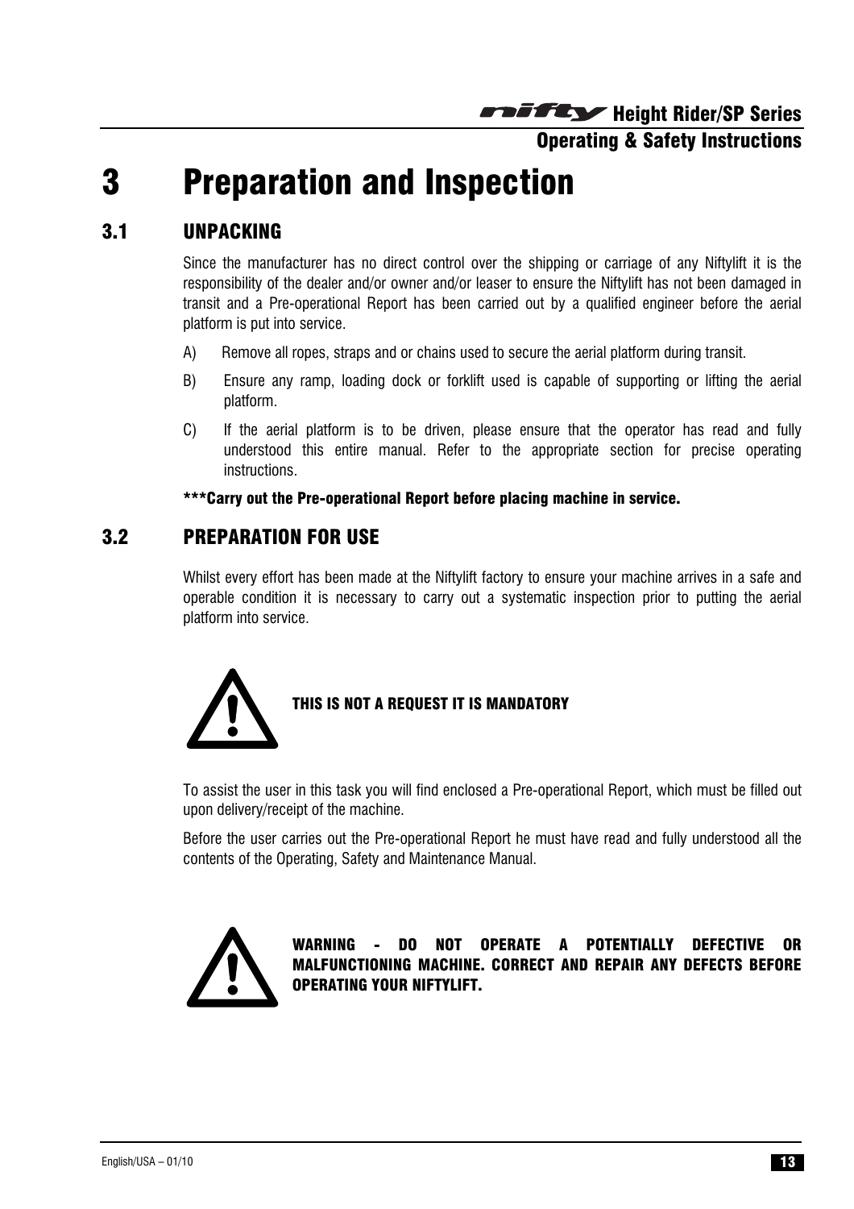# 3 Preparation and Inspection

## 3.1 UNPACKING

Since the manufacturer has no direct control over the shipping or carriage of any Niftylift it is the responsibility of the dealer and/or owner and/or leaser to ensure the Niftylift has not been damaged in transit and a Pre-operational Report has been carried out by a qualified engineer before the aerial platform is put into service.

A) Remove all ropes, straps and or chains used to secure the aerial platform during transit.

B) Ensure any ramp, loading dock or forklift used is capable of supporting or lifting the aerial platform.

C) If the aerial platform is to be driven, please ensure that the operator has read and fully understood this entire manual. Refer to the appropriate section for precise operating instructions.

**\*\*\*Carry out the Pre-operational Report before placing machine in service.**

## 3.2 PREPARATION FOR USE

Whilst every effort has been made at the Niftylift factory to ensure your machine arrives in a safe and operable condition it is necessary to carry out a systematic inspection prior to putting the aerial platform into service.

**THIS IS NOT A REQUEST IT IS MANDATORY**

To assist the user in this task you will find enclosed a Pre-operational Report, which must be filled out upon delivery/receipt of the machine.

Before the user carries out the Pre-operational Report he must have read and fully understood all the contents of the Operating, Safety and Maintenance Manual.

**WARNING - DO NOT OPERATE A POTENTIALLY DEFECTIVE OR MALFUNCTIONING MACHINE. CORRECT AND REPAIR ANY DEFECTS BEFORE OPERATING YOUR NIFTYLIFT.**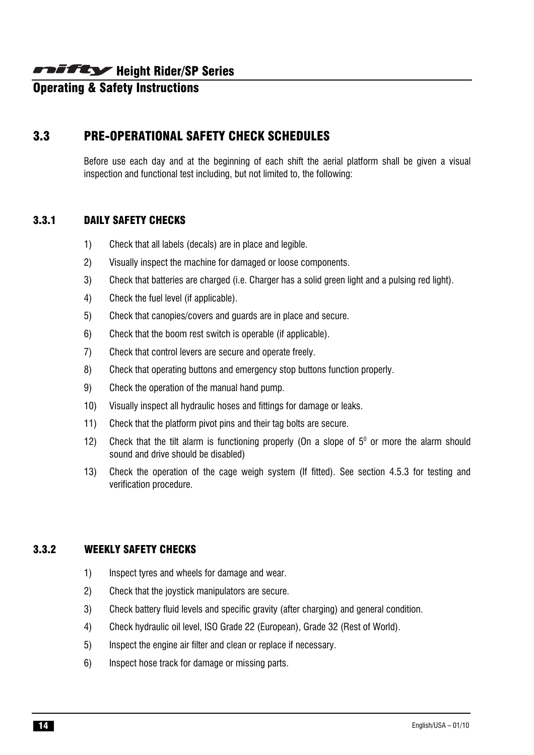## 3.3 PRE-OPERATIONAL SAFETY CHECK SCHEDULES

Before use each day and at the beginning of each shift the aerial platform shall be given a visual inspection and functional test including, but not limited to, the following:

### 3.3.1 DAILY SAFETY CHECKS

1) Check that all labels (decals) are in place and legible.
2) Visually inspect the machine for damaged or loose components.
3) Check that batteries are charged (i.e. Charger has a solid green light and a pulsing red light).
4) Check the fuel level (if applicable).
5) Check that canopies/covers and guards are in place and secure.
6) Check that the boom rest switch is operable (if applicable).
7) Check that control levers are secure and operate freely.
8) Check that operating buttons and emergency stop buttons function properly.
9) Check the operation of the manual hand pump.
10) Visually inspect all hydraulic hoses and fittings for damage or leaks.
11) Check that the platform pivot pins and their tag bolts are secure.
12) Check that the tilt alarm is functioning properly (On a slope of $5^0$ or more the alarm should sound and drive should be disabled)
13) Check the operation of the cage weigh system (If fitted). See section 4.5.3 for testing and verification procedure.

### 3.3.2 WEEKLY SAFETY CHECKS

1) Inspect tyres and wheels for damage and wear.
2) Check that the joystick manipulators are secure.
3) Check battery fluid levels and specific gravity (after charging) and general condition.
4) Check hydraulic oil level, ISO Grade 22 (European), Grade 32 (Rest of World).
5) Inspect the engine air filter and clean or replace if necessary.
6) Inspect hose track for damage or missing parts.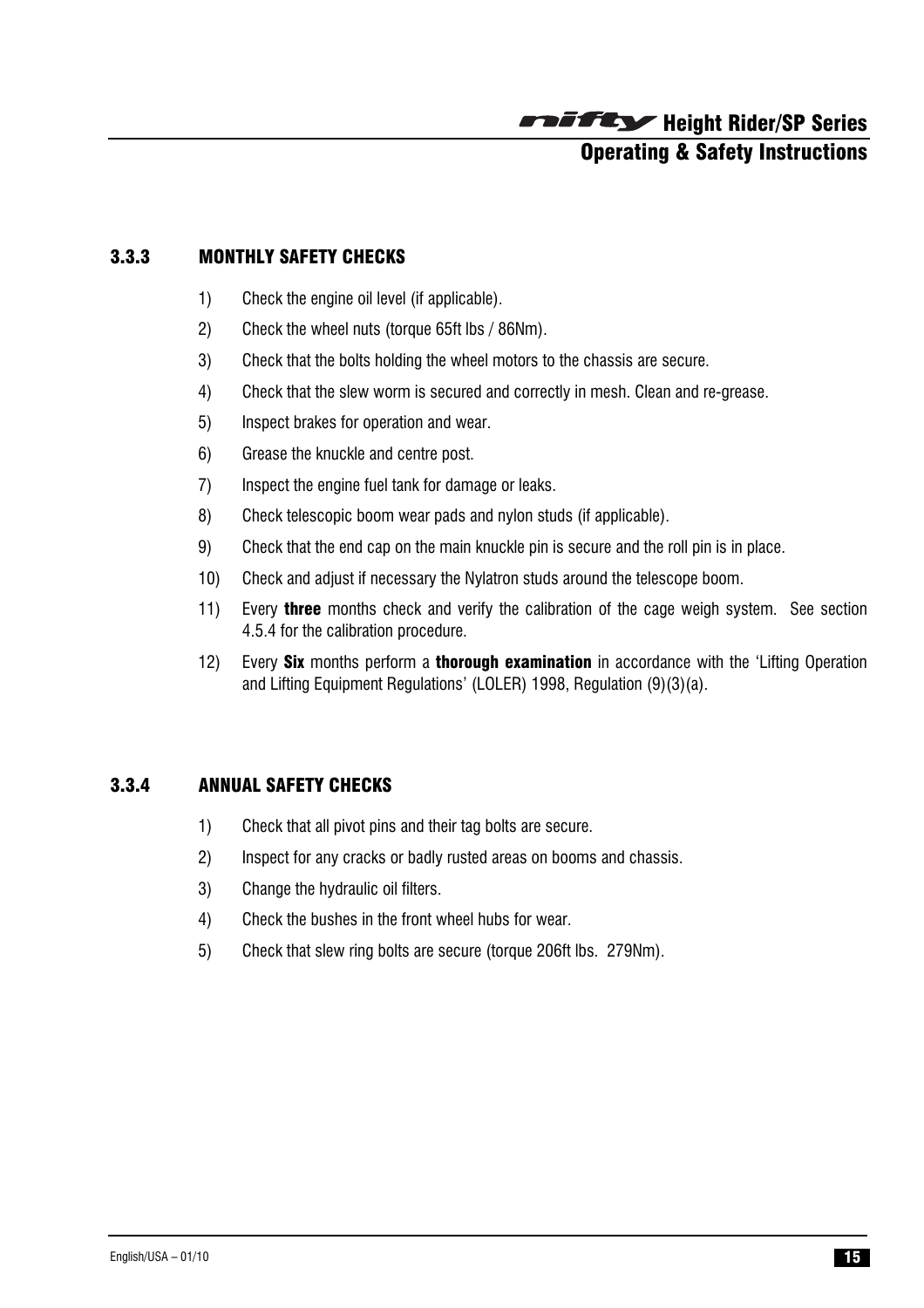### 3.3.3 MONTHLY SAFETY CHECKS

1) Check the engine oil level (if applicable).
2) Check the wheel nuts (torque 65ft lbs / 86Nm).
3) Check that the bolts holding the wheel motors to the chassis are secure.
4) Check that the slew worm is secured and correctly in mesh. Clean and re-grease.
5) Inspect brakes for operation and wear.
6) Grease the knuckle and centre post.
7) Inspect the engine fuel tank for damage or leaks.
8) Check telescopic boom wear pads and nylon studs (if applicable).
9) Check that the end cap on the main knuckle pin is secure and the roll pin is in place.
10) Check and adjust if necessary the Nylatron studs around the telescope boom.
11) Every **three** months check and verify the calibration of the cage weigh system. See section 4.5.4 for the calibration procedure.
12) Every **Six** months perform a **thorough examination** in accordance with the 'Lifting Operation and Lifting Equipment Regulations' (LOLER) 1998, Regulation (9)(3)(a).

### 3.3.4 ANNUAL SAFETY CHECKS

1) Check that all pivot pins and their tag bolts are secure.
2) Inspect for any cracks or badly rusted areas on booms and chassis.
3) Change the hydraulic oil filters.
4) Check the bushes in the front wheel hubs for wear.
5) Check that slew ring bolts are secure (torque 206ft lbs. 279Nm).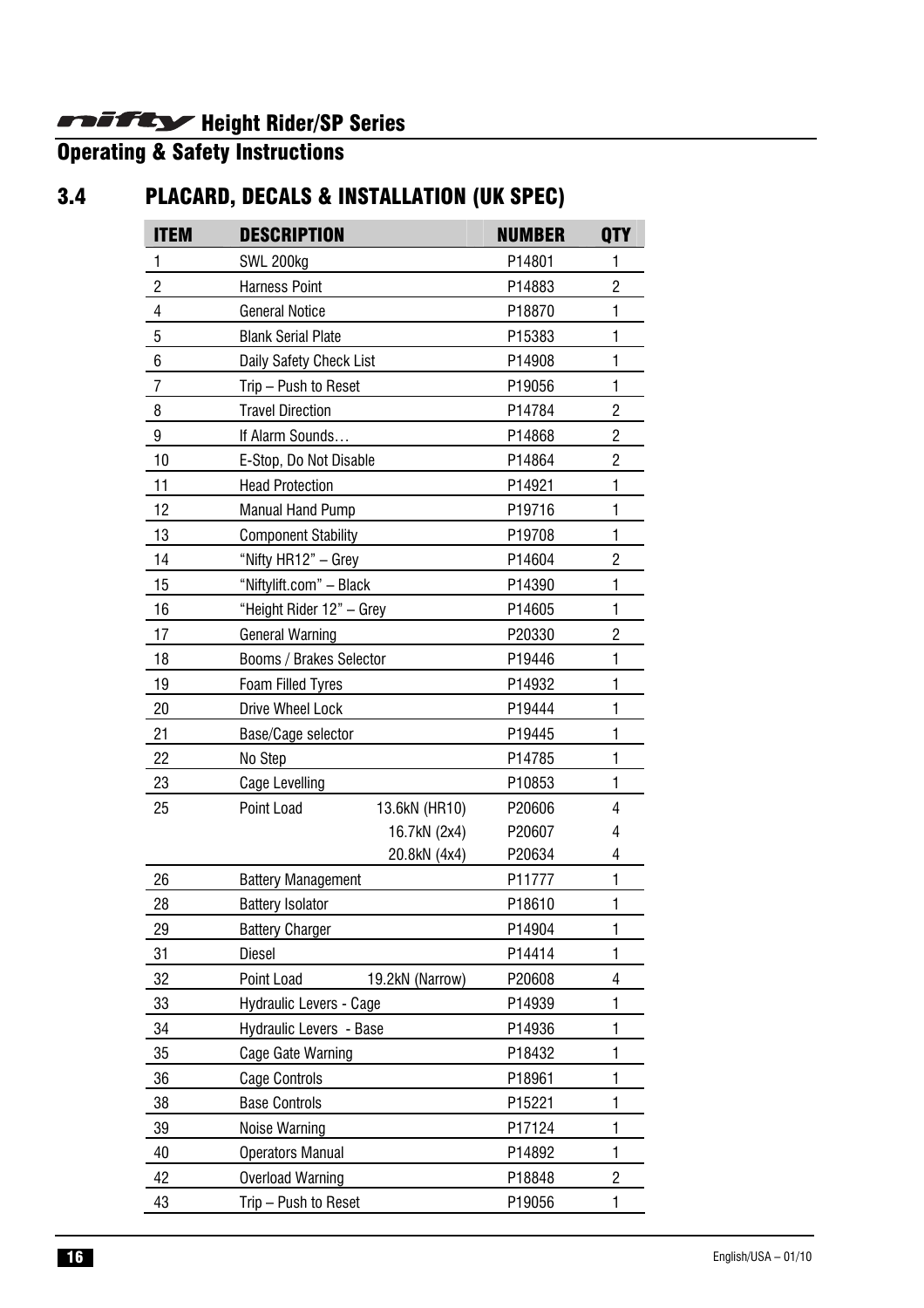## 3.4 PLACARD, DECALS & INSTALLATION (UK SPEC)

| ITEM | DESCRIPTION | | NUMBER | QTY |
|---|---|---|---|---|
| 1 | SWL 200kg | | P14801 | 1 |
| 2 | Harness Point | | P14883 | 2 |
| 4 | General Notice | | P18870 | 1 |
| 5 | Blank Serial Plate | | P15383 | 1 |
| 6 | Daily Safety Check List | | P14908 | 1 |
| 7 | Trip – Push to Reset | | P19056 | 1 |
| 8 | Travel Direction | | P14784 | 2 |
| 9 | If Alarm Sounds… | | P14868 | 2 |
| 10 | E-Stop, Do Not Disable | | P14864 | 2 |
| 11 | Head Protection | | P14921 | 1 |
| 12 | Manual Hand Pump | | P19716 | 1 |
| 13 | Component Stability | | P19708 | 1 |
| 14 | "Nifty HR12" – Grey | | P14604 | 2 |
| 15 | "Niftylift.com" – Black | | P14390 | 1 |
| 16 | "Height Rider 12" – Grey | | P14605 | 1 |
| 17 | General Warning | | P20330 | 2 |
| 18 | Booms / Brakes Selector | | P19446 | 1 |
| 19 | Foam Filled Tyres | | P14932 | 1 |
| 20 | Drive Wheel Lock | | P19444 | 1 |
| 21 | Base/Cage selector | | P19445 | 1 |
| 22 | No Step | | P14785 | 1 |
| 23 | Cage Levelling | | P10853 | 1 |
| 25 | Point Load | 13.6kN (HR10) | P20606 | 4 |
| | | 16.7kN (2x4) | P20607 | 4 |
| | | 20.8kN (4x4) | P20634 | 4 |
| 26 | Battery Management | | P11777 | 1 |
| 28 | Battery Isolator | | P18610 | 1 |
| 29 | Battery Charger | | P14904 | 1 |
| 31 | Diesel | | P14414 | 1 |
| 32 | Point Load | 19.2kN (Narrow) | P20608 | 4 |
| 33 | Hydraulic Levers - Cage | | P14939 | 1 |
| 34 | Hydraulic Levers - Base | | P14936 | 1 |
| 35 | Cage Gate Warning | | P18432 | 1 |
| 36 | Cage Controls | | P18961 | 1 |
| 38 | Base Controls | | P15221 | 1 |
| 39 | Noise Warning | | P17124 | 1 |
| 40 | Operators Manual | | P14892 | 1 |
| 42 | Overload Warning | | P18848 | 2 |
| 43 | Trip – Push to Reset | | P19056 | 1 |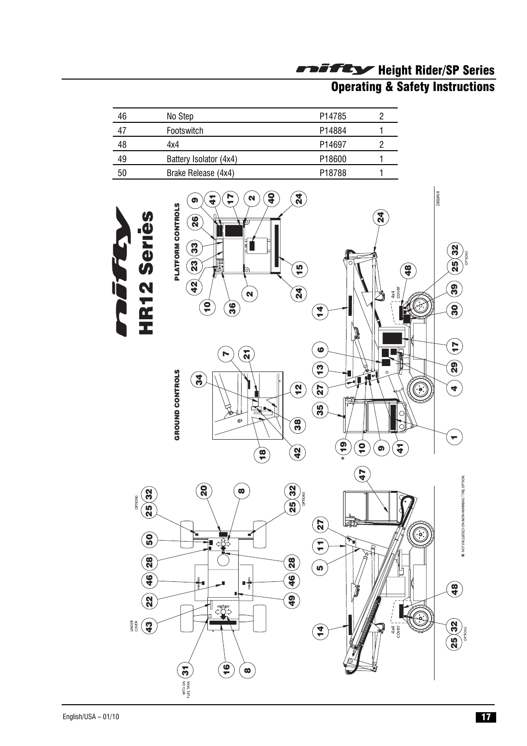| 46 | No Step | P14785 | 2 |
|---|---|---|---|
| 47 | Footswitch | P14884 | 1 |
| 48 | 4x4 | P14697 | 2 |
| 49 | Battery Isolator (4x4) | P18600 | 1 |
| 50 | Brake Release (4x4) | P18788 | 1 |

**nifty HR12 Series**

PLATFORM CONTROLS

GROUND CONTROLS

OPTIONS

UNDER COVER

MTD. ON FUEL TANK

4x4 cover

* NOT INCLUDED ON NON-MARKING TYRE OPTION.

English/USA – 01/10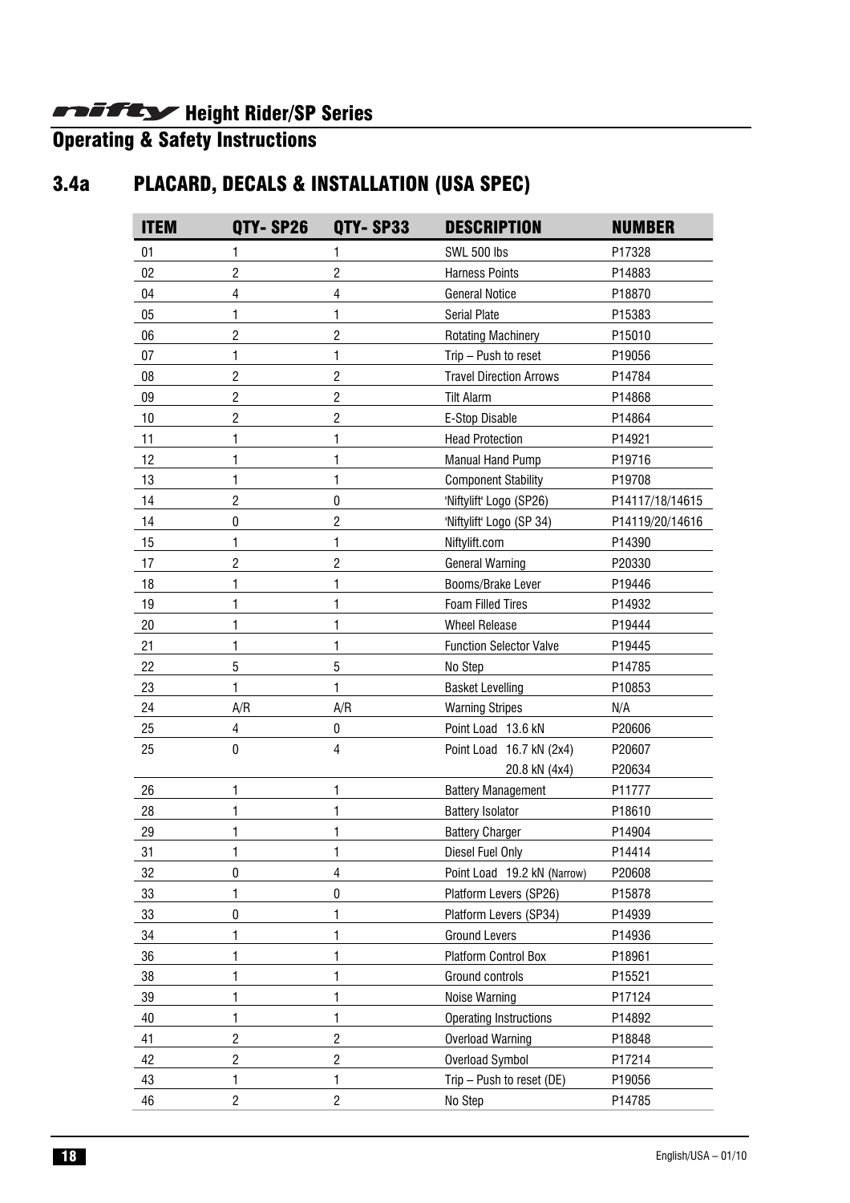# nifty Height Rider/SP Series

## Operating & Safety Instructions

## 3.4a PLACARD, DECALS & INSTALLATION (USA SPEC)

| ITEM | QTY- SP26 | QTY- SP33 | DESCRIPTION | NUMBER |
|---|---|---|---|---|
| 01 | 1 | 1 | SWL 500 lbs | P17328 |
| 02 | 2 | 2 | Harness Points | P14883 |
| 04 | 4 | 4 | General Notice | P18870 |
| 05 | 1 | 1 | Serial Plate | P15383 |
| 06 | 2 | 2 | Rotating Machinery | P15010 |
| 07 | 1 | 1 | Trip – Push to reset | P19056 |
| 08 | 2 | 2 | Travel Direction Arrows | P14784 |
| 09 | 2 | 2 | Tilt Alarm | P14868 |
| 10 | 2 | 2 | E-Stop Disable | P14864 |
| 11 | 1 | 1 | Head Protection | P14921 |
| 12 | 1 | 1 | Manual Hand Pump | P19716 |
| 13 | 1 | 1 | Component Stability | P19708 |
| 14 | 2 | 0 | 'Niftylift' Logo (SP26) | P14117/18/14615 |
| 14 | 0 | 2 | 'Niftylift' Logo (SP 34) | P14119/20/14616 |
| 15 | 1 | 1 | Niftylift.com | P14390 |
| 17 | 2 | 2 | General Warning | P20330 |
| 18 | 1 | 1 | Booms/Brake Lever | P19446 |
| 19 | 1 | 1 | Foam Filled Tires | P14932 |
| 20 | 1 | 1 | Wheel Release | P19444 |
| 21 | 1 | 1 | Function Selector Valve | P19445 |
| 22 | 5 | 5 | No Step | P14785 |
| 23 | 1 | 1 | Basket Levelling | P10853 |
| 24 | A/R | A/R | Warning Stripes | N/A |
| 25 | 4 | 0 | Point Load 13.6 kN | P20606 |
| 25 | 0 | 4 | Point Load 16.7 kN (2x4) | P20607 |
| | | | 20.8 kN (4x4) | P20634 |
| 26 | 1 | 1 | Battery Management | P11777 |
| 28 | 1 | 1 | Battery Isolator | P18610 |
| 29 | 1 | 1 | Battery Charger | P14904 |
| 31 | 1 | 1 | Diesel Fuel Only | P14414 |
| 32 | 0 | 4 | Point Load 19.2 kN (Narrow) | P20608 |
| 33 | 1 | 0 | Platform Levers (SP26) | P15878 |
| 33 | 0 | 1 | Platform Levers (SP34) | P14939 |
| 34 | 1 | 1 | Ground Levers | P14936 |
| 36 | 1 | 1 | Platform Control Box | P18961 |
| 38 | 1 | 1 | Ground controls | P15521 |
| 39 | 1 | 1 | Noise Warning | P17124 |
| 40 | 1 | 1 | Operating Instructions | P14892 |
| 41 | 2 | 2 | Overload Warning | P18848 |
| 42 | 2 | 2 | Overload Symbol | P17214 |
| 43 | 1 | 1 | Trip – Push to reset (DE) | P19056 |
| 46 | 2 | 2 | No Step | P14785 |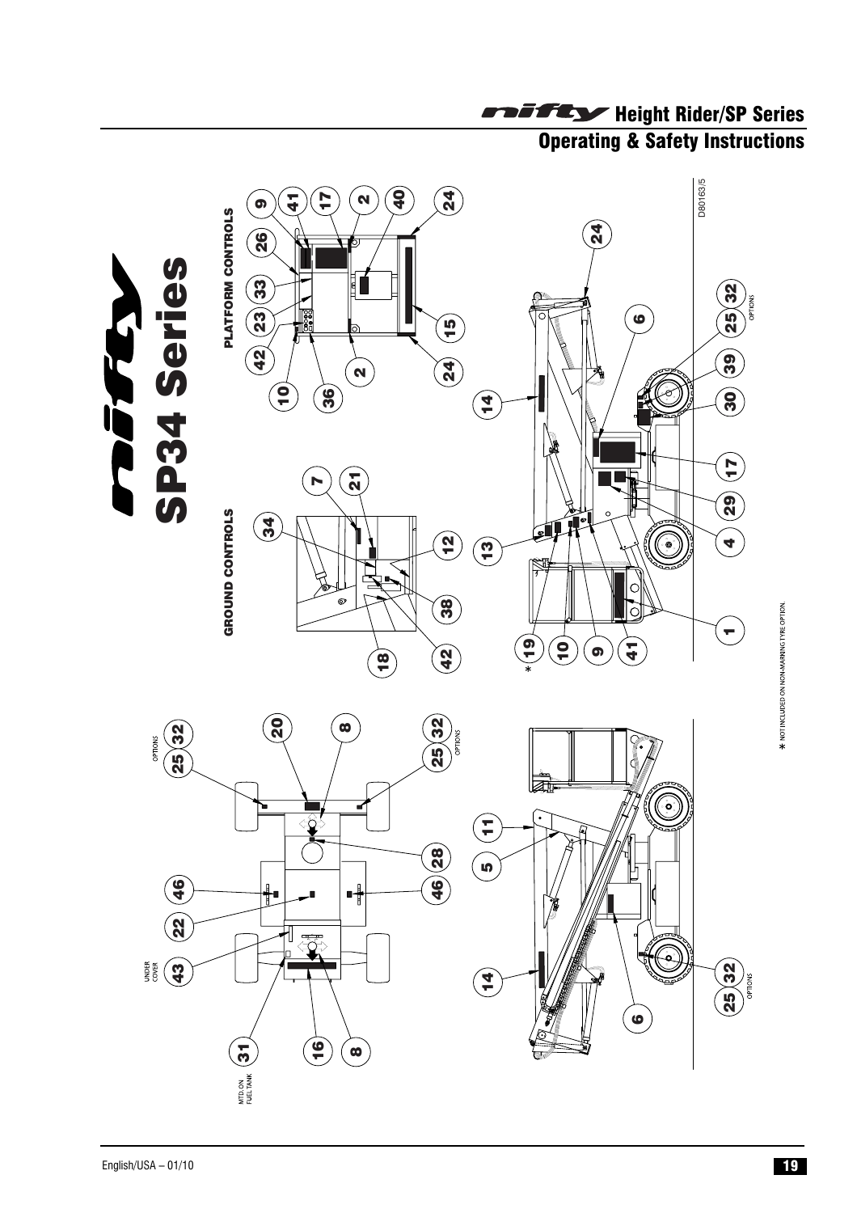# nifty SP34 Series

## GROUND CONTROLS

34, 7, 21, 12, 38, 42, 18

## PLATFORM CONTROLS

9, 41, 17, 2, 40, 24, 26, 33, 23, 42, 10, 36, 2, 24, 15

24, 6, 32, 25, OPTIONS, 39, 30, 17, 29, 4, 14, 13, 1, 19, 10, 9, 41

OPTIONS 25 32, 20, 8, 32 25 OPTIONS, 28, 46, 46, 22, UNDER COVER 43, 31 MTD. ON FUEL TANK, 16, 8

11, 5, 14, 6, 25 32 OPTIONS

* NOT INCLUDED ON NON-MARKING TYRE OPTION.

D80163/5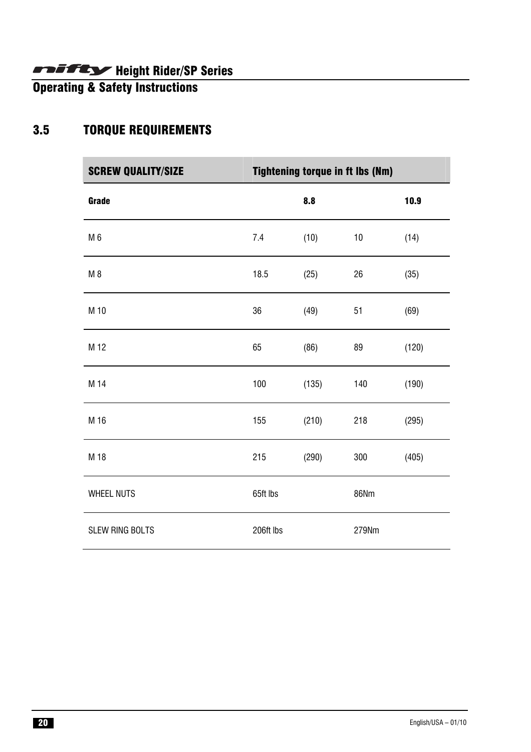## 3.5 TORQUE REQUIREMENTS

| SCREW QUALITY/SIZE | Tightening torque in ft lbs (Nm) | | | |
|---|---|---|---|---|
| **Grade** | | **8.8** | | **10.9** |
| M 6 | 7.4 | (10) | 10 | (14) |
| M 8 | 18.5 | (25) | 26 | (35) |
| M 10 | 36 | (49) | 51 | (69) |
| M 12 | 65 | (86) | 89 | (120) |
| M 14 | 100 | (135) | 140 | (190) |
| M 16 | 155 | (210) | 218 | (295) |
| M 18 | 215 | (290) | 300 | (405) |
| WHEEL NUTS | 65ft lbs | | 86Nm | |
| SLEW RING BOLTS | 206ft lbs | | 279Nm | |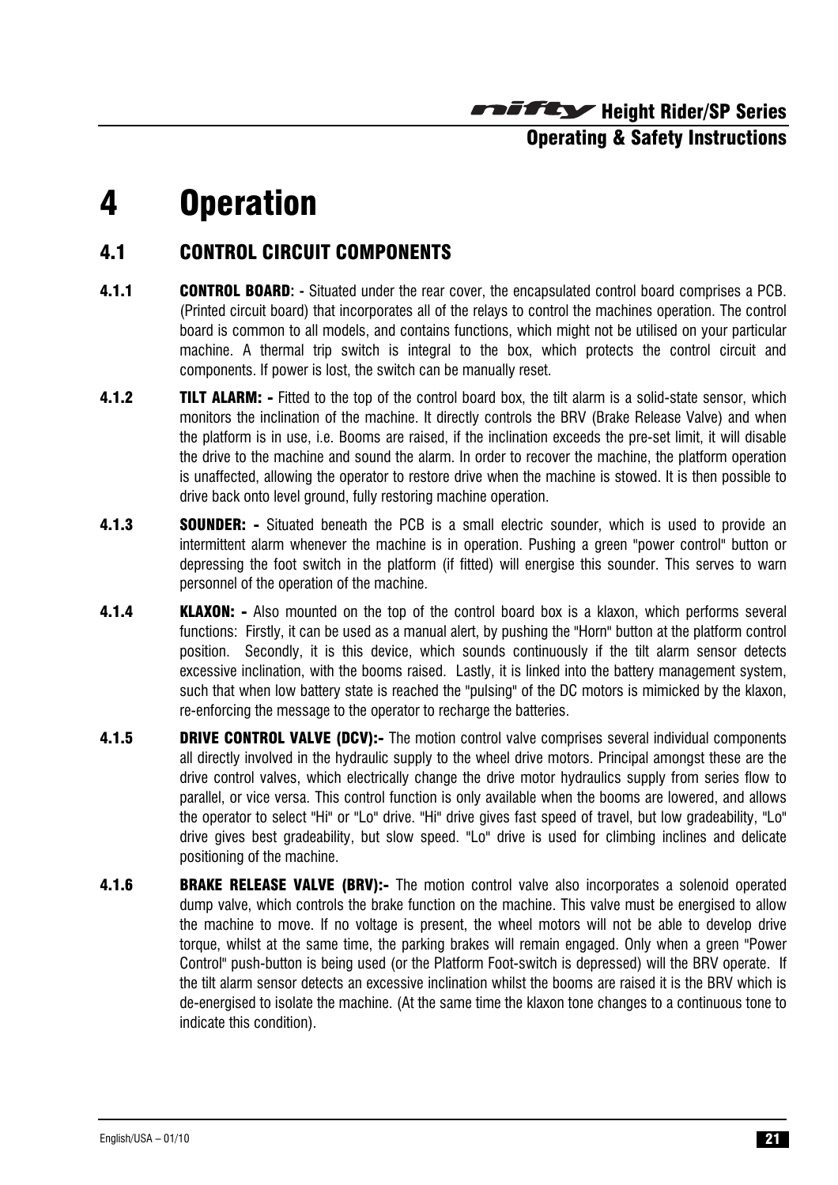# 4 Operation

## 4.1 CONTROL CIRCUIT COMPONENTS

**4.1.1** **CONTROL BOARD: -** Situated under the rear cover, the encapsulated control board comprises a PCB. (Printed circuit board) that incorporates all of the relays to control the machines operation. The control board is common to all models, and contains functions, which might not be utilised on your particular machine. A thermal trip switch is integral to the box, which protects the control circuit and components. If power is lost, the switch can be manually reset.

**4.1.2** **TILT ALARM: -** Fitted to the top of the control board box, the tilt alarm is a solid-state sensor, which monitors the inclination of the machine. It directly controls the BRV (Brake Release Valve) and when the platform is in use, i.e. Booms are raised, if the inclination exceeds the pre-set limit, it will disable the drive to the machine and sound the alarm. In order to recover the machine, the platform operation is unaffected, allowing the operator to restore drive when the machine is stowed. It is then possible to drive back onto level ground, fully restoring machine operation.

**4.1.3** **SOUNDER: -** Situated beneath the PCB is a small electric sounder, which is used to provide an intermittent alarm whenever the machine is in operation. Pushing a green "power control" button or depressing the foot switch in the platform (if fitted) will energise this sounder. This serves to warn personnel of the operation of the machine.

**4.1.4** **KLAXON: -** Also mounted on the top of the control board box is a klaxon, which performs several functions: Firstly, it can be used as a manual alert, by pushing the "Horn" button at the platform control position. Secondly, it is this device, which sounds continuously if the tilt alarm sensor detects excessive inclination, with the booms raised. Lastly, it is linked into the battery management system, such that when low battery state is reached the "pulsing" of the DC motors is mimicked by the klaxon, re-enforcing the message to the operator to recharge the batteries.

**4.1.5** **DRIVE CONTROL VALVE (DCV):-** The motion control valve comprises several individual components all directly involved in the hydraulic supply to the wheel drive motors. Principal amongst these are the drive control valves, which electrically change the drive motor hydraulics supply from series flow to parallel, or vice versa. This control function is only available when the booms are lowered, and allows the operator to select "Hi" or "Lo" drive. "Hi" drive gives fast speed of travel, but low gradeability, "Lo" drive gives best gradeability, but slow speed. "Lo" drive is used for climbing inclines and delicate positioning of the machine.

**4.1.6** **BRAKE RELEASE VALVE (BRV):-** The motion control valve also incorporates a solenoid operated dump valve, which controls the brake function on the machine. This valve must be energised to allow the machine to move. If no voltage is present, the wheel motors will not be able to develop drive torque, whilst at the same time, the parking brakes will remain engaged. Only when a green "Power Control" push-button is being used (or the Platform Foot-switch is depressed) will the BRV operate. If the tilt alarm sensor detects an excessive inclination whilst the booms are raised it is the BRV which is de-energised to isolate the machine. (At the same time the klaxon tone changes to a continuous tone to indicate this condition).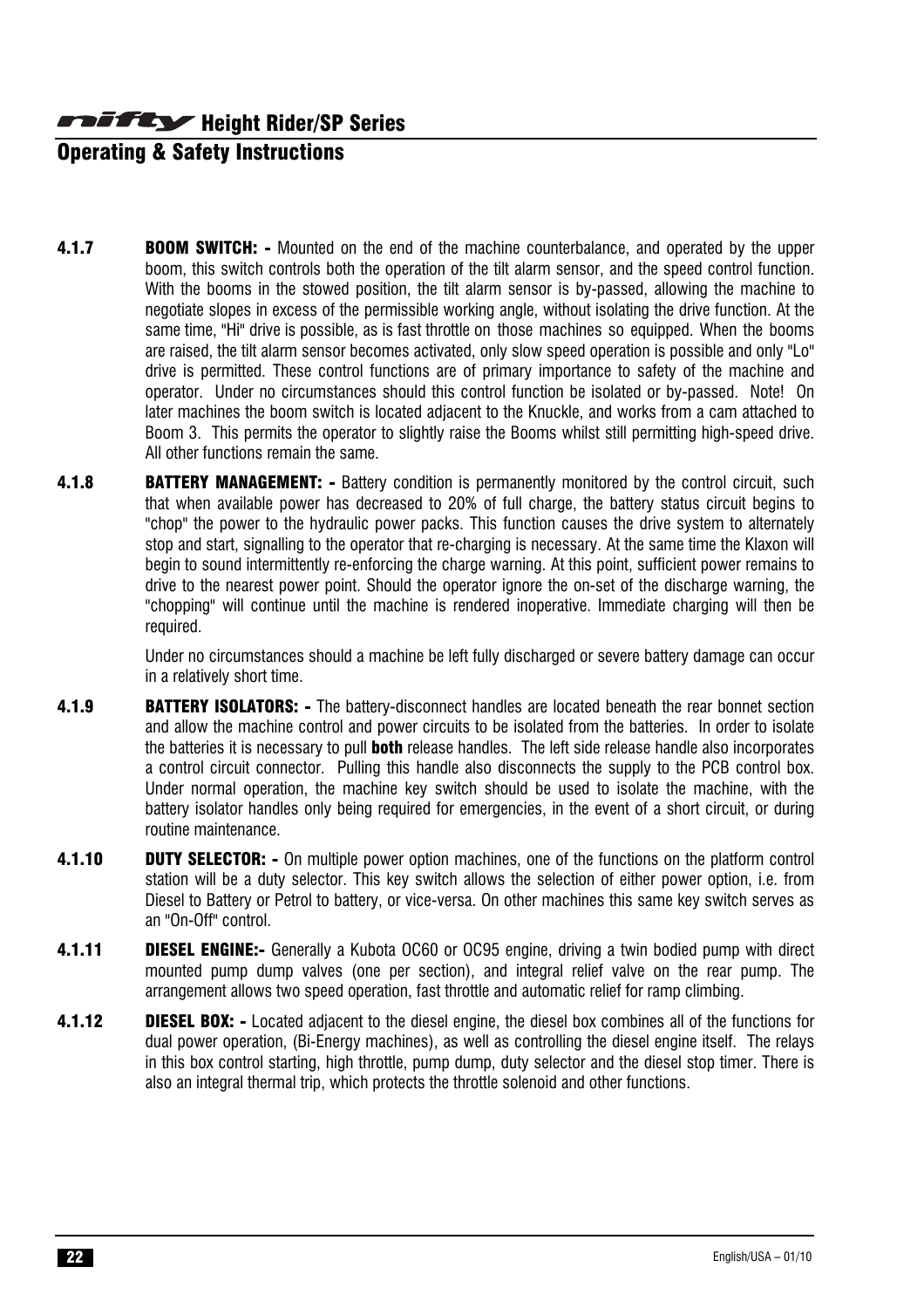**4.1.7** **BOOM SWITCH: -** Mounted on the end of the machine counterbalance, and operated by the upper boom, this switch controls both the operation of the tilt alarm sensor, and the speed control function. With the booms in the stowed position, the tilt alarm sensor is by-passed, allowing the machine to negotiate slopes in excess of the permissible working angle, without isolating the drive function. At the same time, "Hi" drive is possible, as is fast throttle on those machines so equipped. When the booms are raised, the tilt alarm sensor becomes activated, only slow speed operation is possible and only "Lo" drive is permitted. These control functions are of primary importance to safety of the machine and operator. Under no circumstances should this control function be isolated or by-passed. Note! On later machines the boom switch is located adjacent to the Knuckle, and works from a cam attached to Boom 3. This permits the operator to slightly raise the Booms whilst still permitting high-speed drive. All other functions remain the same.

**4.1.8** **BATTERY MANAGEMENT: -** Battery condition is permanently monitored by the control circuit, such that when available power has decreased to 20% of full charge, the battery status circuit begins to "chop" the power to the hydraulic power packs. This function causes the drive system to alternately stop and start, signalling to the operator that re-charging is necessary. At the same time the Klaxon will begin to sound intermittently re-enforcing the charge warning. At this point, sufficient power remains to drive to the nearest power point. Should the operator ignore the on-set of the discharge warning, the "chopping" will continue until the machine is rendered inoperative. Immediate charging will then be required.

Under no circumstances should a machine be left fully discharged or severe battery damage can occur in a relatively short time.

**4.1.9** **BATTERY ISOLATORS: -** The battery-disconnect handles are located beneath the rear bonnet section and allow the machine control and power circuits to be isolated from the batteries. In order to isolate the batteries it is necessary to pull **both** release handles. The left side release handle also incorporates a control circuit connector. Pulling this handle also disconnects the supply to the PCB control box. Under normal operation, the machine key switch should be used to isolate the machine, with the battery isolator handles only being required for emergencies, in the event of a short circuit, or during routine maintenance.

**4.1.10** **DUTY SELECTOR: -** On multiple power option machines, one of the functions on the platform control station will be a duty selector. This key switch allows the selection of either power option, i.e. from Diesel to Battery or Petrol to battery, or vice-versa. On other machines this same key switch serves as an "On-Off" control.

**4.1.11** **DIESEL ENGINE:-** Generally a Kubota OC60 or OC95 engine, driving a twin bodied pump with direct mounted pump dump valves (one per section), and integral relief valve on the rear pump. The arrangement allows two speed operation, fast throttle and automatic relief for ramp climbing.

**4.1.12** **DIESEL BOX: -** Located adjacent to the diesel engine, the diesel box combines all of the functions for dual power operation, (Bi-Energy machines), as well as controlling the diesel engine itself. The relays in this box control starting, high throttle, pump dump, duty selector and the diesel stop timer. There is also an integral thermal trip, which protects the throttle solenoid and other functions.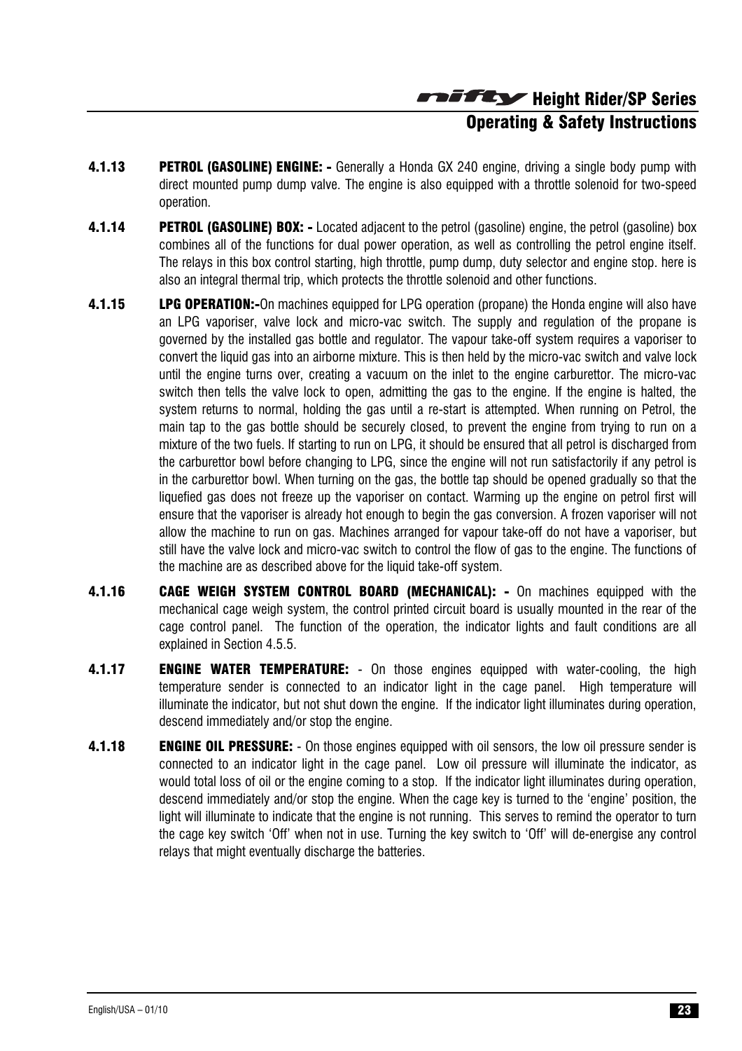**4.1.13 PETROL (GASOLINE) ENGINE: -** Generally a Honda GX 240 engine, driving a single body pump with direct mounted pump dump valve. The engine is also equipped with a throttle solenoid for two-speed operation.

**4.1.14 PETROL (GASOLINE) BOX: -** Located adjacent to the petrol (gasoline) engine, the petrol (gasoline) box combines all of the functions for dual power operation, as well as controlling the petrol engine itself. The relays in this box control starting, high throttle, pump dump, duty selector and engine stop. here is also an integral thermal trip, which protects the throttle solenoid and other functions.

**4.1.15 LPG OPERATION:-**On machines equipped for LPG operation (propane) the Honda engine will also have an LPG vaporiser, valve lock and micro-vac switch. The supply and regulation of the propane is governed by the installed gas bottle and regulator. The vapour take-off system requires a vaporiser to convert the liquid gas into an airborne mixture. This is then held by the micro-vac switch and valve lock until the engine turns over, creating a vacuum on the inlet to the engine carburettor. The micro-vac switch then tells the valve lock to open, admitting the gas to the engine. If the engine is halted, the system returns to normal, holding the gas until a re-start is attempted. When running on Petrol, the main tap to the gas bottle should be securely closed, to prevent the engine from trying to run on a mixture of the two fuels. If starting to run on LPG, it should be ensured that all petrol is discharged from the carburettor bowl before changing to LPG, since the engine will not run satisfactorily if any petrol is in the carburettor bowl. When turning on the gas, the bottle tap should be opened gradually so that the liquefied gas does not freeze up the vaporiser on contact. Warming up the engine on petrol first will ensure that the vaporiser is already hot enough to begin the gas conversion. A frozen vaporiser will not allow the machine to run on gas. Machines arranged for vapour take-off do not have a vaporiser, but still have the valve lock and micro-vac switch to control the flow of gas to the engine. The functions of the machine are as described above for the liquid take-off system.

**4.1.16 CAGE WEIGH SYSTEM CONTROL BOARD (MECHANICAL): -** On machines equipped with the mechanical cage weigh system, the control printed circuit board is usually mounted in the rear of the cage control panel. The function of the operation, the indicator lights and fault conditions are all explained in Section 4.5.5.

**4.1.17 ENGINE WATER TEMPERATURE:** - On those engines equipped with water-cooling, the high temperature sender is connected to an indicator light in the cage panel. High temperature will illuminate the indicator, but not shut down the engine. If the indicator light illuminates during operation, descend immediately and/or stop the engine.

**4.1.18 ENGINE OIL PRESSURE:** - On those engines equipped with oil sensors, the low oil pressure sender is connected to an indicator light in the cage panel. Low oil pressure will illuminate the indicator, as would total loss of oil or the engine coming to a stop. If the indicator light illuminates during operation, descend immediately and/or stop the engine. When the cage key is turned to the 'engine' position, the light will illuminate to indicate that the engine is not running. This serves to remind the operator to turn the cage key switch 'Off' when not in use. Turning the key switch to 'Off' will de-energise any control relays that might eventually discharge the batteries.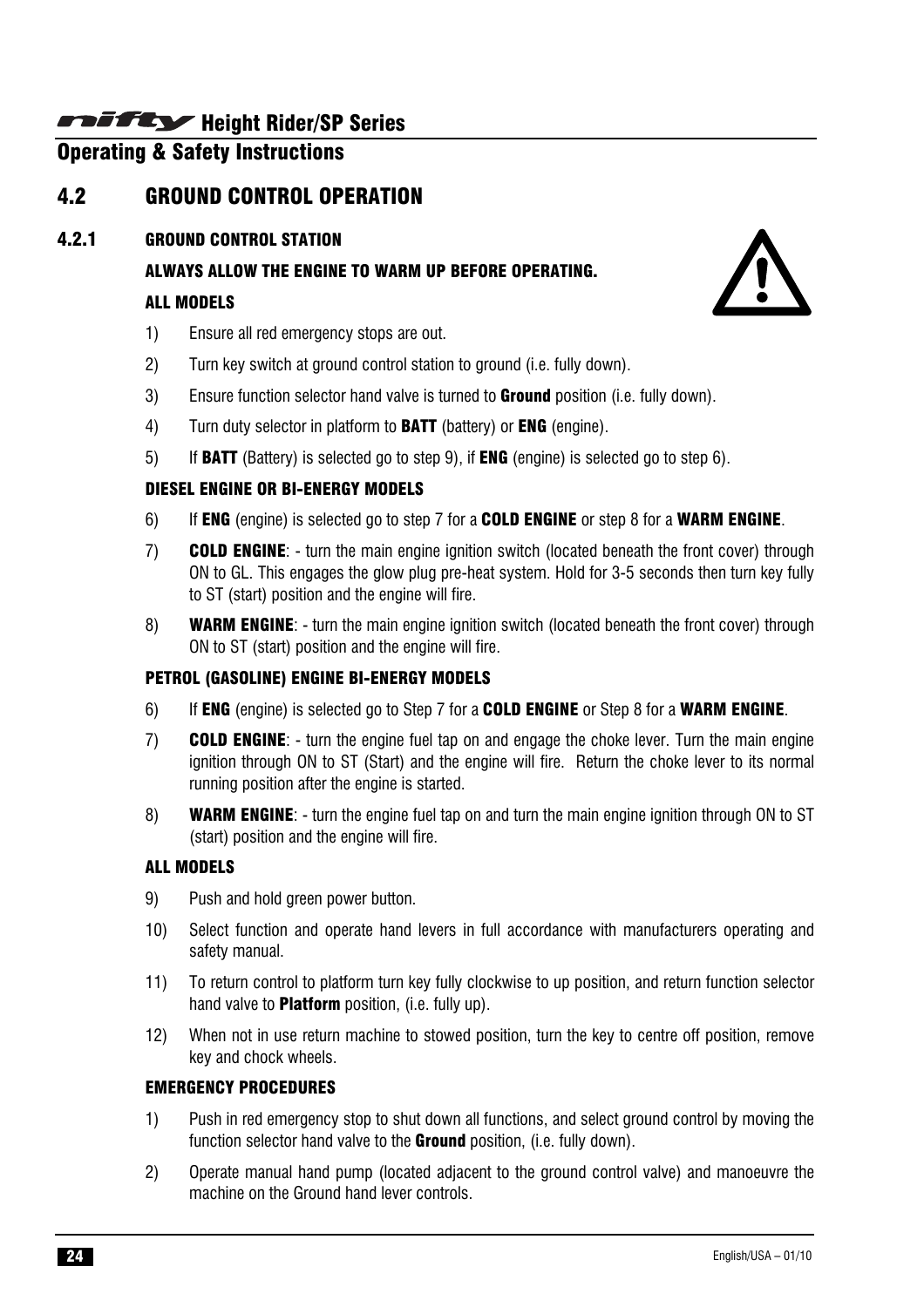## 4.2 GROUND CONTROL OPERATION

### 4.2.1 GROUND CONTROL STATION

**ALWAYS ALLOW THE ENGINE TO WARM UP BEFORE OPERATING.**

**ALL MODELS**

1) Ensure all red emergency stops are out.
2) Turn key switch at ground control station to ground (i.e. fully down).
3) Ensure function selector hand valve is turned to **Ground** position (i.e. fully down).
4) Turn duty selector in platform to **BATT** (battery) or **ENG** (engine).
5) If **BATT** (Battery) is selected go to step 9), if **ENG** (engine) is selected go to step 6).

**DIESEL ENGINE OR BI-ENERGY MODELS**

6) If **ENG** (engine) is selected go to step 7 for a **COLD ENGINE** or step 8 for a **WARM ENGINE**.
7) **COLD ENGINE**: - turn the main engine ignition switch (located beneath the front cover) through ON to GL. This engages the glow plug pre-heat system. Hold for 3-5 seconds then turn key fully to ST (start) position and the engine will fire.
8) **WARM ENGINE**: - turn the main engine ignition switch (located beneath the front cover) through ON to ST (start) position and the engine will fire.

**PETROL (GASOLINE) ENGINE BI-ENERGY MODELS**

6) If **ENG** (engine) is selected go to Step 7 for a **COLD ENGINE** or Step 8 for a **WARM ENGINE**.
7) **COLD ENGINE**: - turn the engine fuel tap on and engage the choke lever. Turn the main engine ignition through ON to ST (Start) and the engine will fire. Return the choke lever to its normal running position after the engine is started.
8) **WARM ENGINE**: - turn the engine fuel tap on and turn the main engine ignition through ON to ST (start) position and the engine will fire.

**ALL MODELS**

9) Push and hold green power button.
10) Select function and operate hand levers in full accordance with manufacturers operating and safety manual.
11) To return control to platform turn key fully clockwise to up position, and return function selector hand valve to **Platform** position, (i.e. fully up).
12) When not in use return machine to stowed position, turn the key to centre off position, remove key and chock wheels.

**EMERGENCY PROCEDURES**

1) Push in red emergency stop to shut down all functions, and select ground control by moving the function selector hand valve to the **Ground** position, (i.e. fully down).
2) Operate manual hand pump (located adjacent to the ground control valve) and manoeuvre the machine on the Ground hand lever controls.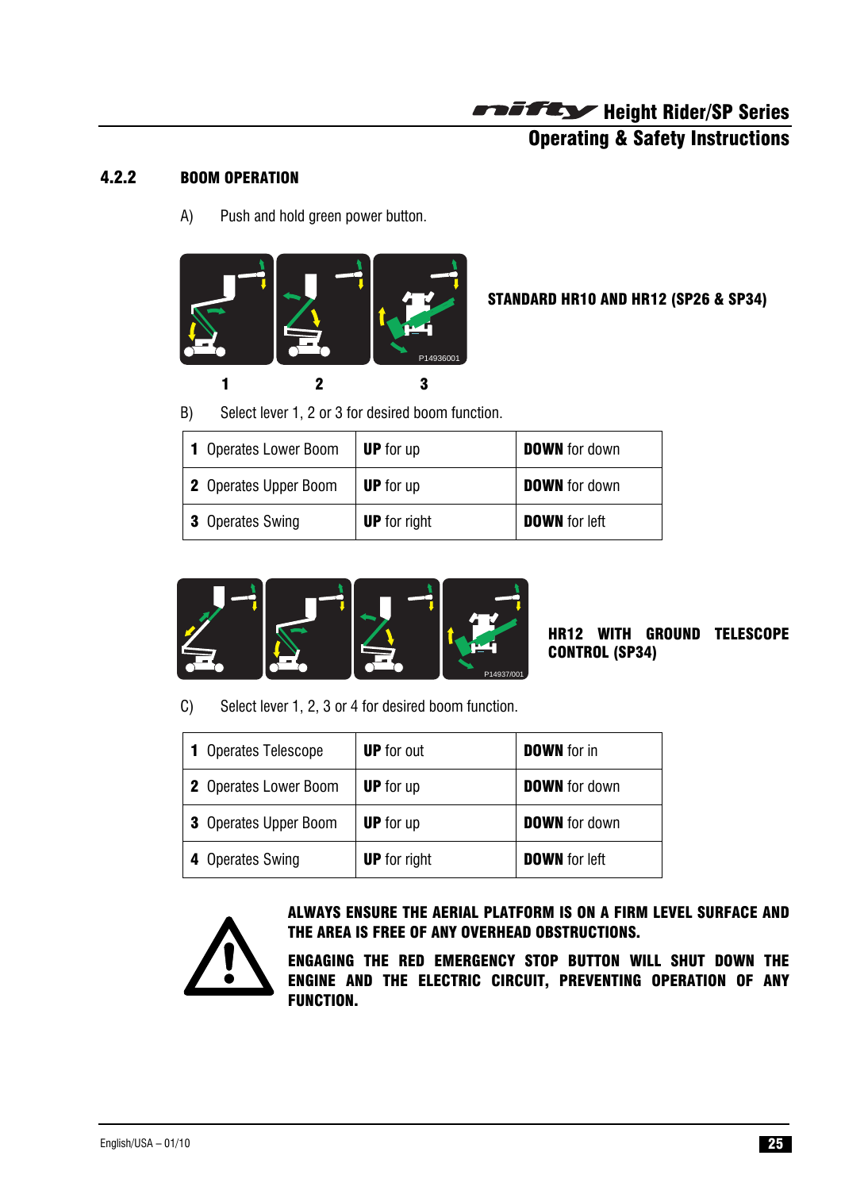### 4.2.2 BOOM OPERATION

A) Push and hold green power button.

1 2 3

**STANDARD HR10 AND HR12 (SP26 & SP34)**

B) Select lever 1, 2 or 3 for desired boom function.

| | | |
|---|---|---|
| **1** Operates Lower Boom | **UP** for up | **DOWN** for down |
| **2** Operates Upper Boom | **UP** for up | **DOWN** for down |
| **3** Operates Swing | **UP** for right | **DOWN** for left |

**HR12 WITH GROUND TELESCOPE CONTROL (SP34)**

C) Select lever 1, 2, 3 or 4 for desired boom function.

| | | |
|---|---|---|
| **1** Operates Telescope | **UP** for out | **DOWN** for in |
| **2** Operates Lower Boom | **UP** for up | **DOWN** for down |
| **3** Operates Upper Boom | **UP** for up | **DOWN** for down |
| **4** Operates Swing | **UP** for right | **DOWN** for left |

**ALWAYS ENSURE THE AERIAL PLATFORM IS ON A FIRM LEVEL SURFACE AND THE AREA IS FREE OF ANY OVERHEAD OBSTRUCTIONS.**

**ENGAGING THE RED EMERGENCY STOP BUTTON WILL SHUT DOWN THE ENGINE AND THE ELECTRIC CIRCUIT, PREVENTING OPERATION OF ANY FUNCTION.**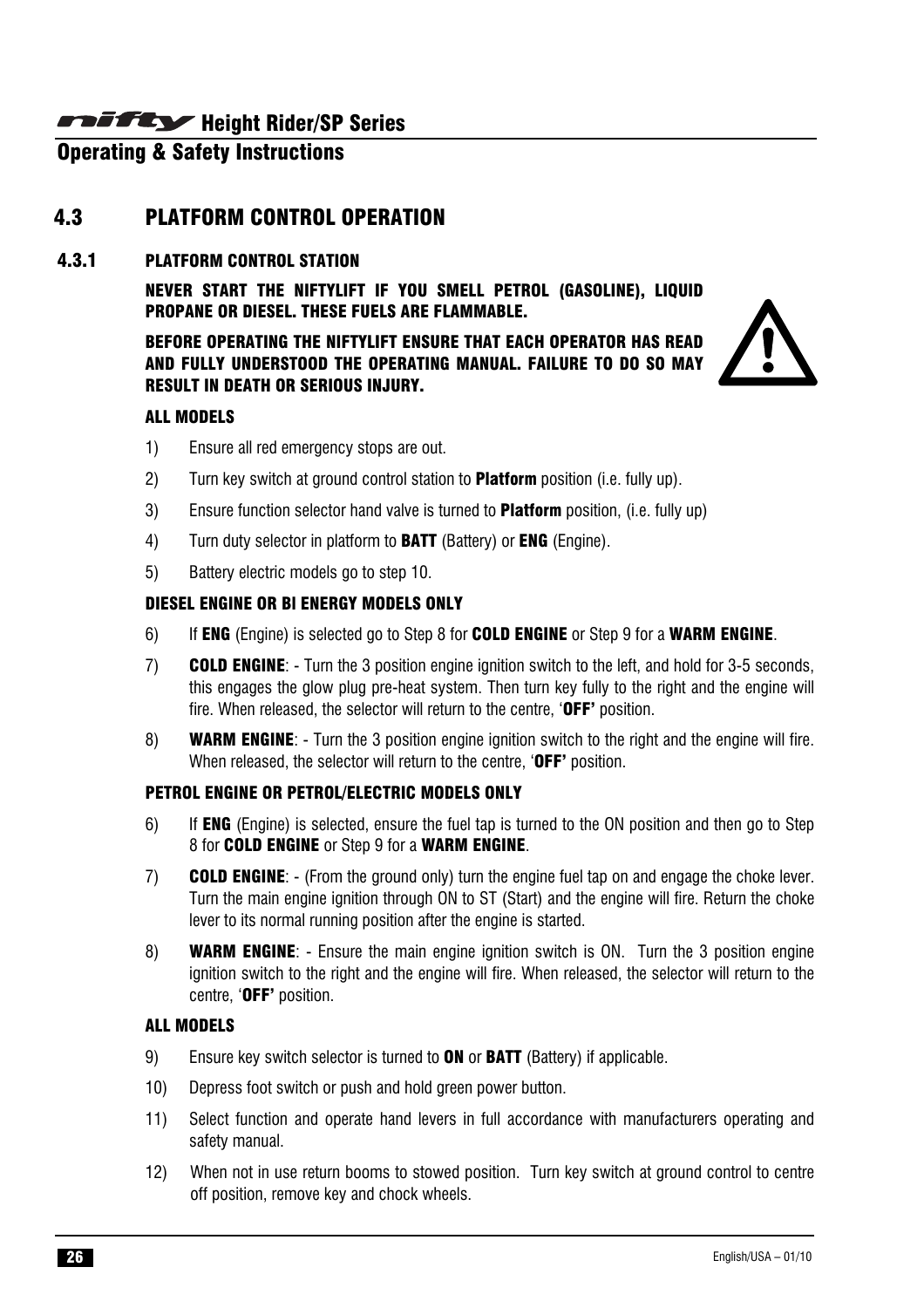## 4.3 PLATFORM CONTROL OPERATION

### 4.3.1 PLATFORM CONTROL STATION

**NEVER START THE NIFTYLIFT IF YOU SMELL PETROL (GASOLINE), LIQUID PROPANE OR DIESEL. THESE FUELS ARE FLAMMABLE.**

**BEFORE OPERATING THE NIFTYLIFT ENSURE THAT EACH OPERATOR HAS READ AND FULLY UNDERSTOOD THE OPERATING MANUAL. FAILURE TO DO SO MAY RESULT IN DEATH OR SERIOUS INJURY.**

**ALL MODELS**

1) Ensure all red emergency stops are out.
2) Turn key switch at ground control station to **Platform** position (i.e. fully up).
3) Ensure function selector hand valve is turned to **Platform** position, (i.e. fully up)
4) Turn duty selector in platform to **BATT** (Battery) or **ENG** (Engine).
5) Battery electric models go to step 10.

**DIESEL ENGINE OR BI ENERGY MODELS ONLY**

6) If **ENG** (Engine) is selected go to Step 8 for **COLD ENGINE** or Step 9 for a **WARM ENGINE**.
7) **COLD ENGINE**: - Turn the 3 position engine ignition switch to the left, and hold for 3-5 seconds, this engages the glow plug pre-heat system. Then turn key fully to the right and the engine will fire. When released, the selector will return to the centre, '**OFF'** position.
8) **WARM ENGINE**: - Turn the 3 position engine ignition switch to the right and the engine will fire. When released, the selector will return to the centre, '**OFF'** position.

**PETROL ENGINE OR PETROL/ELECTRIC MODELS ONLY**

6) If **ENG** (Engine) is selected, ensure the fuel tap is turned to the ON position and then go to Step 8 for **COLD ENGINE** or Step 9 for a **WARM ENGINE**.
7) **COLD ENGINE**: - (From the ground only) turn the engine fuel tap on and engage the choke lever. Turn the main engine ignition through ON to ST (Start) and the engine will fire. Return the choke lever to its normal running position after the engine is started.
8) **WARM ENGINE**: - Ensure the main engine ignition switch is ON. Turn the 3 position engine ignition switch to the right and the engine will fire. When released, the selector will return to the centre, '**OFF'** position.

**ALL MODELS**

9) Ensure key switch selector is turned to **ON** or **BATT** (Battery) if applicable.
10) Depress foot switch or push and hold green power button.
11) Select function and operate hand levers in full accordance with manufacturers operating and safety manual.
12) When not in use return booms to stowed position. Turn key switch at ground control to centre off position, remove key and chock wheels.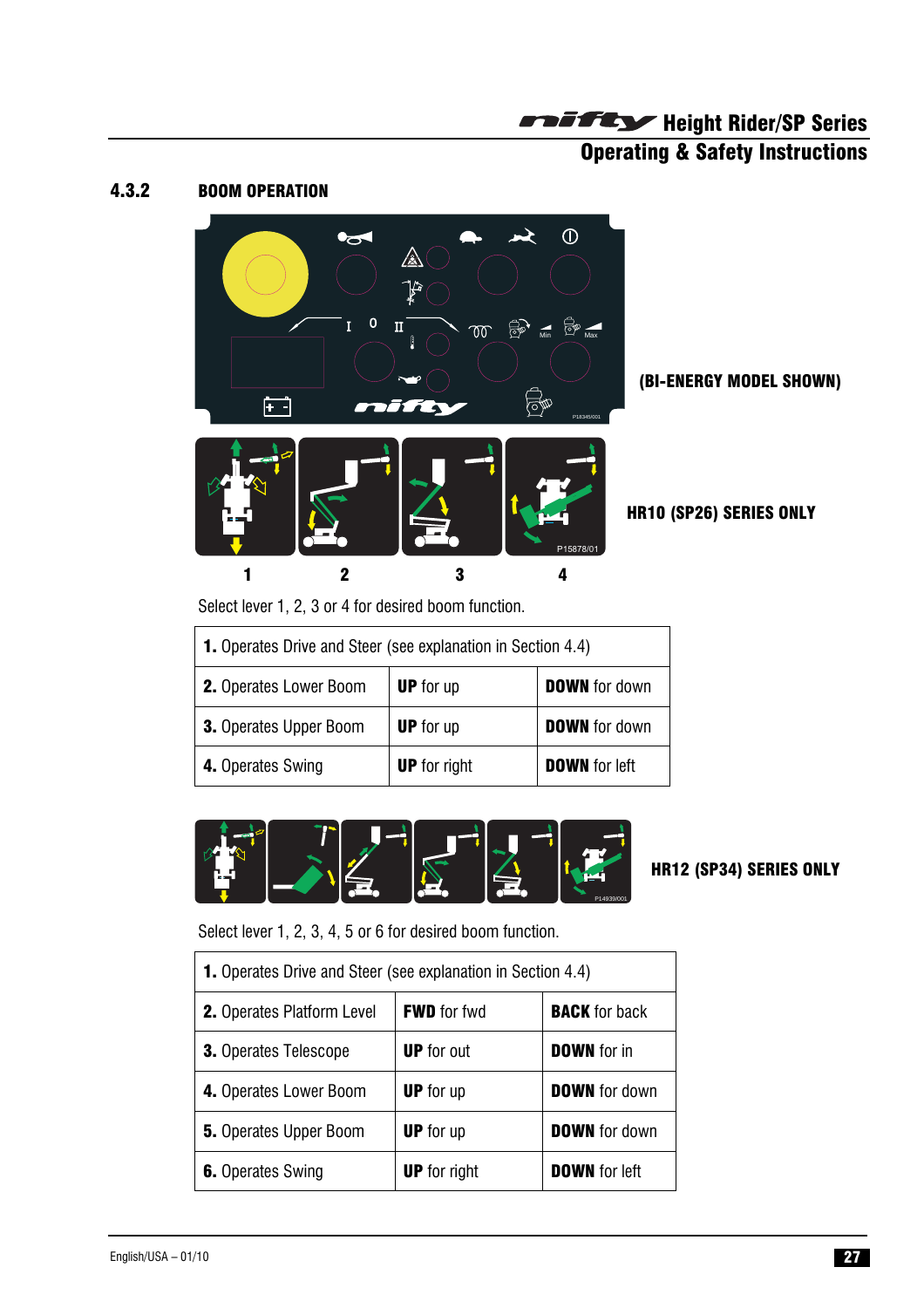## 4.3.2 BOOM OPERATION

(BI-ENERGY MODEL SHOWN)

HR10 (SP26) SERIES ONLY

1 2 3 4

Select lever 1, 2, 3 or 4 for desired boom function.

| | | |
|---|---|---|
| **1.** Operates Drive and Steer (see explanation in Section 4.4) | | |
| **2.** Operates Lower Boom | **UP** for up | **DOWN** for down |
| **3.** Operates Upper Boom | **UP** for up | **DOWN** for down |
| **4.** Operates Swing | **UP** for right | **DOWN** for left |

HR12 (SP34) SERIES ONLY

Select lever 1, 2, 3, 4, 5 or 6 for desired boom function.

| | | |
|---|---|---|
| **1.** Operates Drive and Steer (see explanation in Section 4.4) | | |
| **2.** Operates Platform Level | **FWD** for fwd | **BACK** for back |
| **3.** Operates Telescope | **UP** for out | **DOWN** for in |
| **4.** Operates Lower Boom | **UP** for up | **DOWN** for down |
| **5.** Operates Upper Boom | **UP** for up | **DOWN** for down |
| **6.** Operates Swing | **UP** for right | **DOWN** for left |

English/USA – 01/10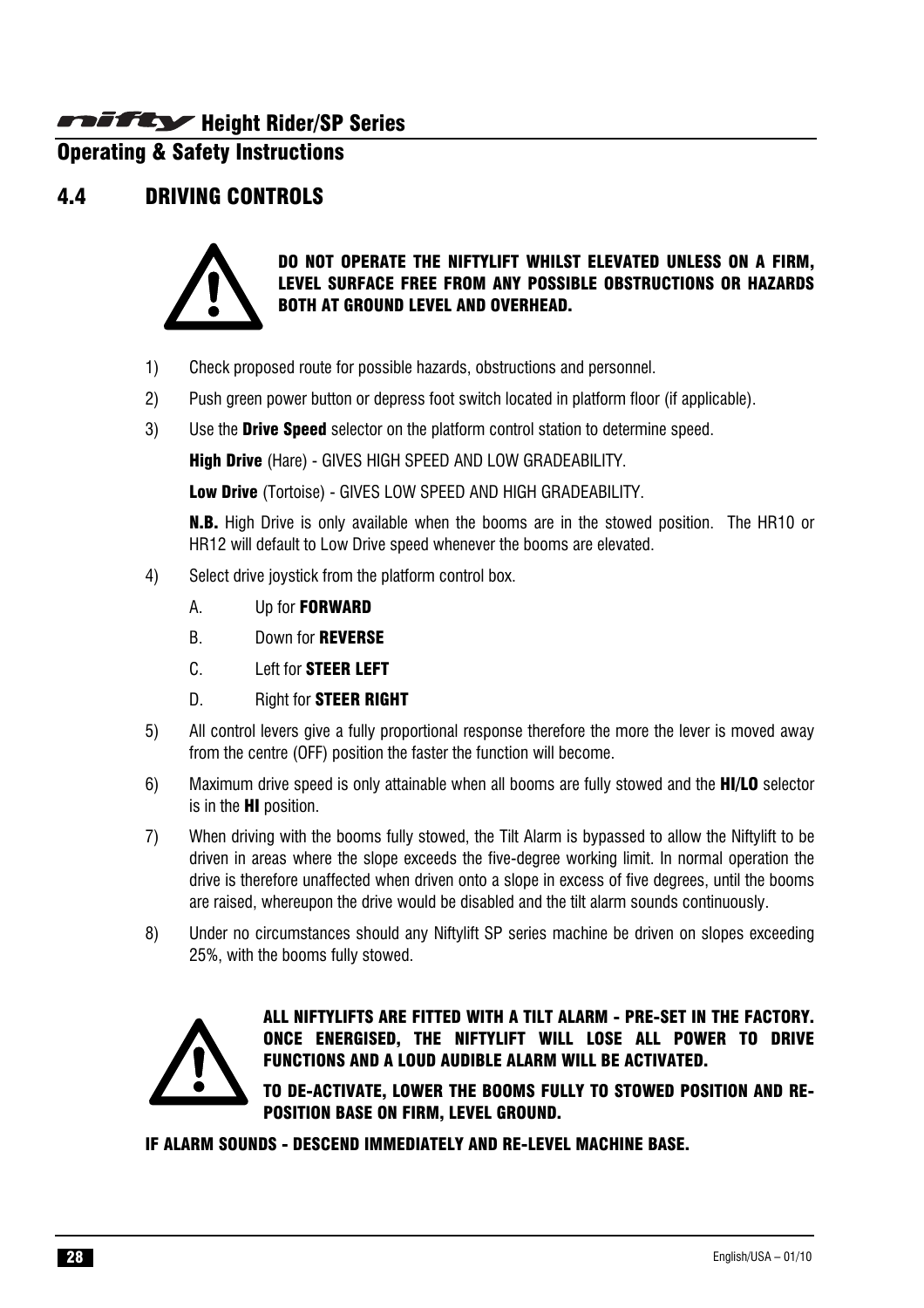## 4.4 DRIVING CONTROLS

**DO NOT OPERATE THE NIFTYLIFT WHILST ELEVATED UNLESS ON A FIRM, LEVEL SURFACE FREE FROM ANY POSSIBLE OBSTRUCTIONS OR HAZARDS BOTH AT GROUND LEVEL AND OVERHEAD.**

1) Check proposed route for possible hazards, obstructions and personnel.
2) Push green power button or depress foot switch located in platform floor (if applicable).
3) Use the **Drive Speed** selector on the platform control station to determine speed.

   **High Drive** (Hare) - GIVES HIGH SPEED AND LOW GRADEABILITY.

   **Low Drive** (Tortoise) - GIVES LOW SPEED AND HIGH GRADEABILITY.

   **N.B.** High Drive is only available when the booms are in the stowed position. The HR10 or HR12 will default to Low Drive speed whenever the booms are elevated.
4) Select drive joystick from the platform control box.
   - A. Up for **FORWARD**
   - B. Down for **REVERSE**
   - C. Left for **STEER LEFT**
   - D. Right for **STEER RIGHT**
5) All control levers give a fully proportional response therefore the more the lever is moved away from the centre (OFF) position the faster the function will become.
6) Maximum drive speed is only attainable when all booms are fully stowed and the **HI/LO** selector is in the **HI** position.
7) When driving with the booms fully stowed, the Tilt Alarm is bypassed to allow the Niftylift to be driven in areas where the slope exceeds the five-degree working limit. In normal operation the drive is therefore unaffected when driven onto a slope in excess of five degrees, until the booms are raised, whereupon the drive would be disabled and the tilt alarm sounds continuously.
8) Under no circumstances should any Niftylift SP series machine be driven on slopes exceeding 25%, with the booms fully stowed.

**ALL NIFTYLIFTS ARE FITTED WITH A TILT ALARM - PRE-SET IN THE FACTORY. ONCE ENERGISED, THE NIFTYLIFT WILL LOSE ALL POWER TO DRIVE FUNCTIONS AND A LOUD AUDIBLE ALARM WILL BE ACTIVATED.**

**TO DE-ACTIVATE, LOWER THE BOOMS FULLY TO STOWED POSITION AND RE-POSITION BASE ON FIRM, LEVEL GROUND.**

**IF ALARM SOUNDS - DESCEND IMMEDIATELY AND RE-LEVEL MACHINE BASE.**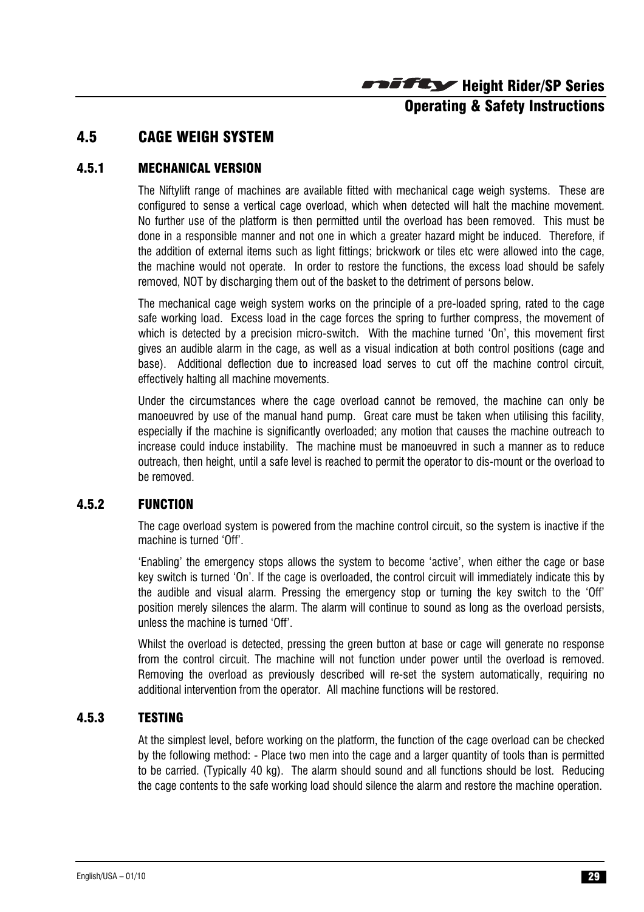## 4.5 CAGE WEIGH SYSTEM

### 4.5.1 MECHANICAL VERSION

The Niftylift range of machines are available fitted with mechanical cage weigh systems. These are configured to sense a vertical cage overload, which when detected will halt the machine movement. No further use of the platform is then permitted until the overload has been removed. This must be done in a responsible manner and not one in which a greater hazard might be induced. Therefore, if the addition of external items such as light fittings; brickwork or tiles etc were allowed into the cage, the machine would not operate. In order to restore the functions, the excess load should be safely removed, NOT by discharging them out of the basket to the detriment of persons below.

The mechanical cage weigh system works on the principle of a pre-loaded spring, rated to the cage safe working load. Excess load in the cage forces the spring to further compress, the movement of which is detected by a precision micro-switch. With the machine turned 'On', this movement first gives an audible alarm in the cage, as well as a visual indication at both control positions (cage and base). Additional deflection due to increased load serves to cut off the machine control circuit, effectively halting all machine movements.

Under the circumstances where the cage overload cannot be removed, the machine can only be manoeuvred by use of the manual hand pump. Great care must be taken when utilising this facility, especially if the machine is significantly overloaded; any motion that causes the machine outreach to increase could induce instability. The machine must be manoeuvred in such a manner as to reduce outreach, then height, until a safe level is reached to permit the operator to dis-mount or the overload to be removed.

### 4.5.2 FUNCTION

The cage overload system is powered from the machine control circuit, so the system is inactive if the machine is turned 'Off'.

'Enabling' the emergency stops allows the system to become 'active', when either the cage or base key switch is turned 'On'. If the cage is overloaded, the control circuit will immediately indicate this by the audible and visual alarm. Pressing the emergency stop or turning the key switch to the 'Off' position merely silences the alarm. The alarm will continue to sound as long as the overload persists, unless the machine is turned 'Off'.

Whilst the overload is detected, pressing the green button at base or cage will generate no response from the control circuit. The machine will not function under power until the overload is removed. Removing the overload as previously described will re-set the system automatically, requiring no additional intervention from the operator. All machine functions will be restored.

### 4.5.3 TESTING

At the simplest level, before working on the platform, the function of the cage overload can be checked by the following method: - Place two men into the cage and a larger quantity of tools than is permitted to be carried. (Typically 40 kg). The alarm should sound and all functions should be lost. Reducing the cage contents to the safe working load should silence the alarm and restore the machine operation.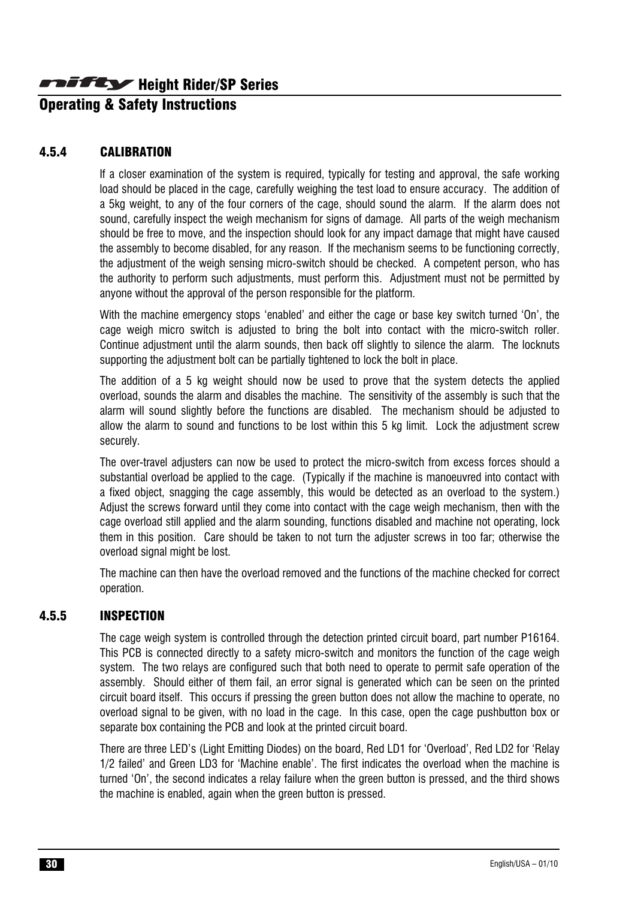### 4.5.4 CALIBRATION

If a closer examination of the system is required, typically for testing and approval, the safe working load should be placed in the cage, carefully weighing the test load to ensure accuracy. The addition of a 5kg weight, to any of the four corners of the cage, should sound the alarm. If the alarm does not sound, carefully inspect the weigh mechanism for signs of damage. All parts of the weigh mechanism should be free to move, and the inspection should look for any impact damage that might have caused the assembly to become disabled, for any reason. If the mechanism seems to be functioning correctly, the adjustment of the weigh sensing micro-switch should be checked. A competent person, who has the authority to perform such adjustments, must perform this. Adjustment must not be permitted by anyone without the approval of the person responsible for the platform.

With the machine emergency stops 'enabled' and either the cage or base key switch turned 'On', the cage weigh micro switch is adjusted to bring the bolt into contact with the micro-switch roller. Continue adjustment until the alarm sounds, then back off slightly to silence the alarm. The locknuts supporting the adjustment bolt can be partially tightened to lock the bolt in place.

The addition of a 5 kg weight should now be used to prove that the system detects the applied overload, sounds the alarm and disables the machine. The sensitivity of the assembly is such that the alarm will sound slightly before the functions are disabled. The mechanism should be adjusted to allow the alarm to sound and functions to be lost within this 5 kg limit. Lock the adjustment screw securely.

The over-travel adjusters can now be used to protect the micro-switch from excess forces should a substantial overload be applied to the cage. (Typically if the machine is manoeuvred into contact with a fixed object, snagging the cage assembly, this would be detected as an overload to the system.) Adjust the screws forward until they come into contact with the cage weigh mechanism, then with the cage overload still applied and the alarm sounding, functions disabled and machine not operating, lock them in this position. Care should be taken to not turn the adjuster screws in too far; otherwise the overload signal might be lost.

The machine can then have the overload removed and the functions of the machine checked for correct operation.

### 4.5.5 INSPECTION

The cage weigh system is controlled through the detection printed circuit board, part number P16164. This PCB is connected directly to a safety micro-switch and monitors the function of the cage weigh system. The two relays are configured such that both need to operate to permit safe operation of the assembly. Should either of them fail, an error signal is generated which can be seen on the printed circuit board itself. This occurs if pressing the green button does not allow the machine to operate, no overload signal to be given, with no load in the cage. In this case, open the cage pushbutton box or separate box containing the PCB and look at the printed circuit board.

There are three LED's (Light Emitting Diodes) on the board, Red LD1 for 'Overload', Red LD2 for 'Relay 1/2 failed' and Green LD3 for 'Machine enable'. The first indicates the overload when the machine is turned 'On', the second indicates a relay failure when the green button is pressed, and the third shows the machine is enabled, again when the green button is pressed.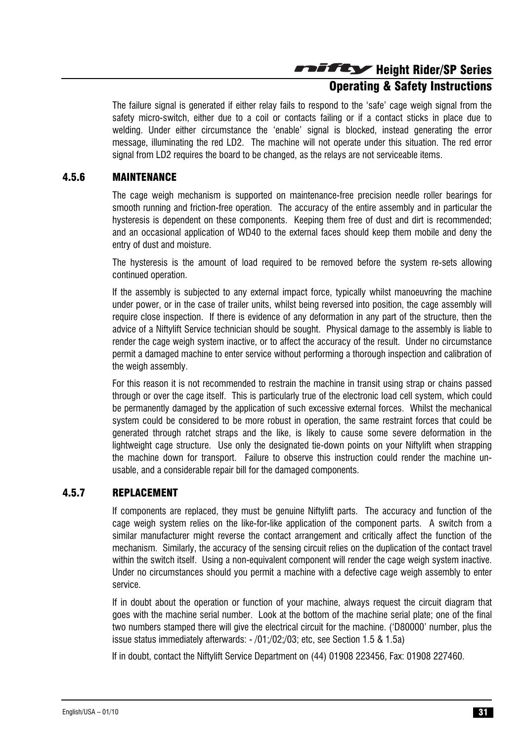The failure signal is generated if either relay fails to respond to the 'safe' cage weigh signal from the safety micro-switch, either due to a coil or contacts failing or if a contact sticks in place due to welding. Under either circumstance the 'enable' signal is blocked, instead generating the error message, illuminating the red LD2. The machine will not operate under this situation. The red error signal from LD2 requires the board to be changed, as the relays are not serviceable items.

### 4.5.6 MAINTENANCE

The cage weigh mechanism is supported on maintenance-free precision needle roller bearings for smooth running and friction-free operation. The accuracy of the entire assembly and in particular the hysteresis is dependent on these components. Keeping them free of dust and dirt is recommended; and an occasional application of WD40 to the external faces should keep them mobile and deny the entry of dust and moisture.

The hysteresis is the amount of load required to be removed before the system re-sets allowing continued operation.

If the assembly is subjected to any external impact force, typically whilst manoeuvring the machine under power, or in the case of trailer units, whilst being reversed into position, the cage assembly will require close inspection. If there is evidence of any deformation in any part of the structure, then the advice of a Niftylift Service technician should be sought. Physical damage to the assembly is liable to render the cage weigh system inactive, or to affect the accuracy of the result. Under no circumstance permit a damaged machine to enter service without performing a thorough inspection and calibration of the weigh assembly.

For this reason it is not recommended to restrain the machine in transit using strap or chains passed through or over the cage itself. This is particularly true of the electronic load cell system, which could be permanently damaged by the application of such excessive external forces. Whilst the mechanical system could be considered to be more robust in operation, the same restraint forces that could be generated through ratchet straps and the like, is likely to cause some severe deformation in the lightweight cage structure. Use only the designated tie-down points on your Niftylift when strapping the machine down for transport. Failure to observe this instruction could render the machine un-usable, and a considerable repair bill for the damaged components.

### 4.5.7 REPLACEMENT

If components are replaced, they must be genuine Niftylift parts. The accuracy and function of the cage weigh system relies on the like-for-like application of the component parts. A switch from a similar manufacturer might reverse the contact arrangement and critically affect the function of the mechanism. Similarly, the accuracy of the sensing circuit relies on the duplication of the contact travel within the switch itself. Using a non-equivalent component will render the cage weigh system inactive. Under no circumstances should you permit a machine with a defective cage weigh assembly to enter service.

If in doubt about the operation or function of your machine, always request the circuit diagram that goes with the machine serial number. Look at the bottom of the machine serial plate; one of the final two numbers stamped there will give the electrical circuit for the machine. ('D80000' number, plus the issue status immediately afterwards: - /01;/02;/03; etc, see Section 1.5 & 1.5a)

If in doubt, contact the Niftylift Service Department on (44) 01908 223456, Fax: 01908 227460.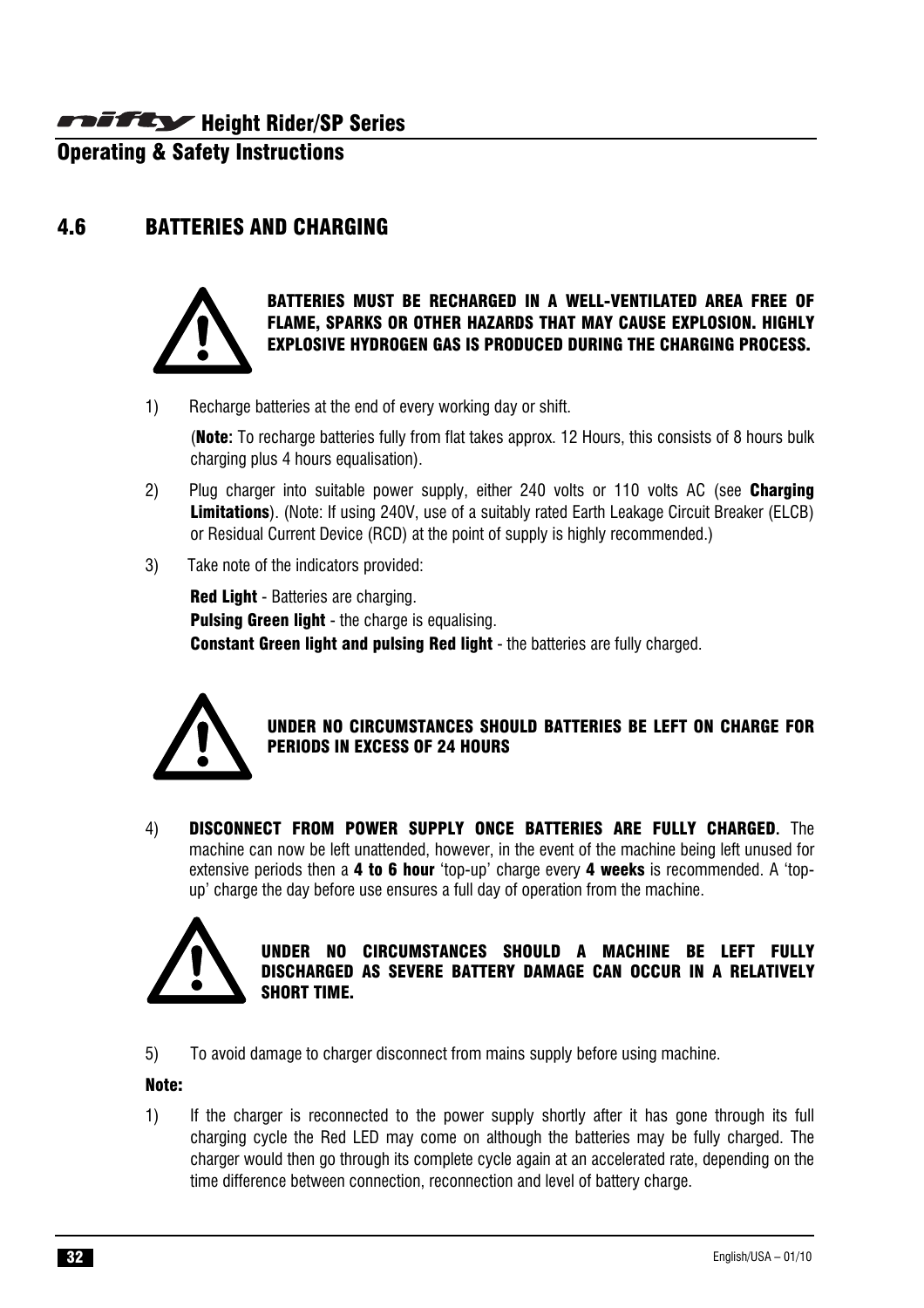## 4.6 BATTERIES AND CHARGING

**BATTERIES MUST BE RECHARGED IN A WELL-VENTILATED AREA FREE OF FLAME, SPARKS OR OTHER HAZARDS THAT MAY CAUSE EXPLOSION. HIGHLY EXPLOSIVE HYDROGEN GAS IS PRODUCED DURING THE CHARGING PROCESS.**

1) Recharge batteries at the end of every working day or shift.

   (**Note:** To recharge batteries fully from flat takes approx. 12 Hours, this consists of 8 hours bulk charging plus 4 hours equalisation).

2) Plug charger into suitable power supply, either 240 volts or 110 volts AC (see **Charging Limitations**). (Note: If using 240V, use of a suitably rated Earth Leakage Circuit Breaker (ELCB) or Residual Current Device (RCD) at the point of supply is highly recommended.)

3) Take note of the indicators provided:

   **Red Light** - Batteries are charging.
   **Pulsing Green light** - the charge is equalising.
   **Constant Green light and pulsing Red light** - the batteries are fully charged.

**UNDER NO CIRCUMSTANCES SHOULD BATTERIES BE LEFT ON CHARGE FOR PERIODS IN EXCESS OF 24 HOURS**

4) **DISCONNECT FROM POWER SUPPLY ONCE BATTERIES ARE FULLY CHARGED.** The machine can now be left unattended, however, in the event of the machine being left unused for extensive periods then a **4 to 6 hour** 'top-up' charge every **4 weeks** is recommended. A 'top-up' charge the day before use ensures a full day of operation from the machine.

**UNDER NO CIRCUMSTANCES SHOULD A MACHINE BE LEFT FULLY DISCHARGED AS SEVERE BATTERY DAMAGE CAN OCCUR IN A RELATIVELY SHORT TIME.**

5) To avoid damage to charger disconnect from mains supply before using machine.

**Note:**

1) If the charger is reconnected to the power supply shortly after it has gone through its full charging cycle the Red LED may come on although the batteries may be fully charged. The charger would then go through its complete cycle again at an accelerated rate, depending on the time difference between connection, reconnection and level of battery charge.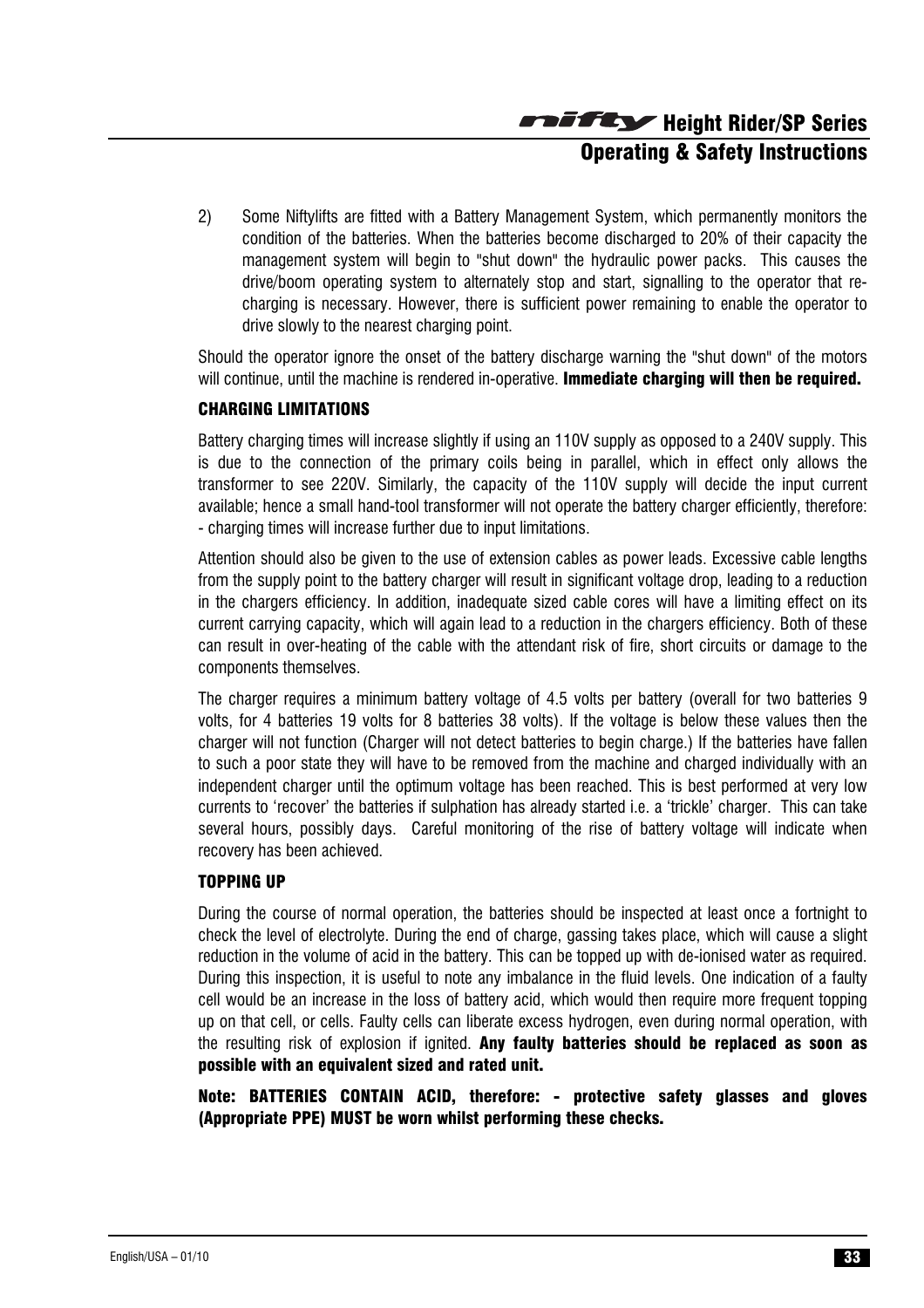2) Some Niftylifts are fitted with a Battery Management System, which permanently monitors the condition of the batteries. When the batteries become discharged to 20% of their capacity the management system will begin to "shut down" the hydraulic power packs. This causes the drive/boom operating system to alternately stop and start, signalling to the operator that re-charging is necessary. However, there is sufficient power remaining to enable the operator to drive slowly to the nearest charging point.

Should the operator ignore the onset of the battery discharge warning the "shut down" of the motors will continue, until the machine is rendered in-operative. **Immediate charging will then be required.**

### CHARGING LIMITATIONS

Battery charging times will increase slightly if using an 110V supply as opposed to a 240V supply. This is due to the connection of the primary coils being in parallel, which in effect only allows the transformer to see 220V. Similarly, the capacity of the 110V supply will decide the input current available; hence a small hand-tool transformer will not operate the battery charger efficiently, therefore: - charging times will increase further due to input limitations.

Attention should also be given to the use of extension cables as power leads. Excessive cable lengths from the supply point to the battery charger will result in significant voltage drop, leading to a reduction in the chargers efficiency. In addition, inadequate sized cable cores will have a limiting effect on its current carrying capacity, which will again lead to a reduction in the chargers efficiency. Both of these can result in over-heating of the cable with the attendant risk of fire, short circuits or damage to the components themselves.

The charger requires a minimum battery voltage of 4.5 volts per battery (overall for two batteries 9 volts, for 4 batteries 19 volts for 8 batteries 38 volts). If the voltage is below these values then the charger will not function (Charger will not detect batteries to begin charge.) If the batteries have fallen to such a poor state they will have to be removed from the machine and charged individually with an independent charger until the optimum voltage has been reached. This is best performed at very low currents to 'recover' the batteries if sulphation has already started i.e. a 'trickle' charger. This can take several hours, possibly days. Careful monitoring of the rise of battery voltage will indicate when recovery has been achieved.

### TOPPING UP

During the course of normal operation, the batteries should be inspected at least once a fortnight to check the level of electrolyte. During the end of charge, gassing takes place, which will cause a slight reduction in the volume of acid in the battery. This can be topped up with de-ionised water as required. During this inspection, it is useful to note any imbalance in the fluid levels. One indication of a faulty cell would be an increase in the loss of battery acid, which would then require more frequent topping up on that cell, or cells. Faulty cells can liberate excess hydrogen, even during normal operation, with the resulting risk of explosion if ignited. **Any faulty batteries should be replaced as soon as possible with an equivalent sized and rated unit.**

**Note: BATTERIES CONTAIN ACID, therefore: - protective safety glasses and gloves (Appropriate PPE) MUST be worn whilst performing these checks.**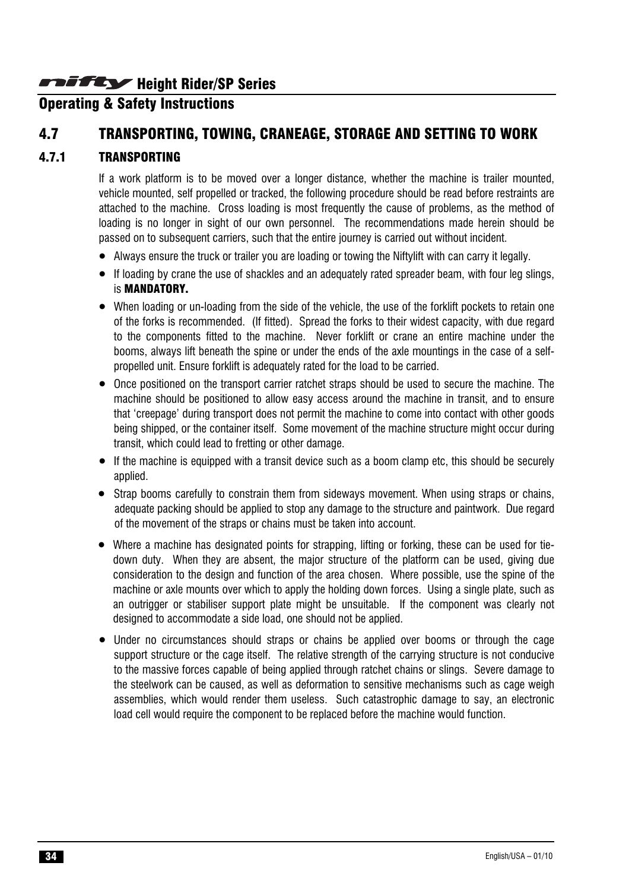## 4.7 TRANSPORTING, TOWING, CRANEAGE, STORAGE AND SETTING TO WORK

### 4.7.1 TRANSPORTING

If a work platform is to be moved over a longer distance, whether the machine is trailer mounted, vehicle mounted, self propelled or tracked, the following procedure should be read before restraints are attached to the machine. Cross loading is most frequently the cause of problems, as the method of loading is no longer in sight of our own personnel. The recommendations made herein should be passed on to subsequent carriers, such that the entire journey is carried out without incident.

- Always ensure the truck or trailer you are loading or towing the Niftylift with can carry it legally.
- If loading by crane the use of shackles and an adequately rated spreader beam, with four leg slings, is **MANDATORY.**
- When loading or un-loading from the side of the vehicle, the use of the forklift pockets to retain one of the forks is recommended. (If fitted). Spread the forks to their widest capacity, with due regard to the components fitted to the machine. Never forklift or crane an entire machine under the booms, always lift beneath the spine or under the ends of the axle mountings in the case of a self-propelled unit. Ensure forklift is adequately rated for the load to be carried.
- Once positioned on the transport carrier ratchet straps should be used to secure the machine. The machine should be positioned to allow easy access around the machine in transit, and to ensure that 'creepage' during transport does not permit the machine to come into contact with other goods being shipped, or the container itself. Some movement of the machine structure might occur during transit, which could lead to fretting or other damage.
- If the machine is equipped with a transit device such as a boom clamp etc, this should be securely applied.
- Strap booms carefully to constrain them from sideways movement. When using straps or chains, adequate packing should be applied to stop any damage to the structure and paintwork. Due regard of the movement of the straps or chains must be taken into account.
- Where a machine has designated points for strapping, lifting or forking, these can be used for tie-down duty. When they are absent, the major structure of the platform can be used, giving due consideration to the design and function of the area chosen. Where possible, use the spine of the machine or axle mounts over which to apply the holding down forces. Using a single plate, such as an outrigger or stabiliser support plate might be unsuitable. If the component was clearly not designed to accommodate a side load, one should not be applied.
- Under no circumstances should straps or chains be applied over booms or through the cage support structure or the cage itself. The relative strength of the carrying structure is not conducive to the massive forces capable of being applied through ratchet chains or slings. Severe damage to the steelwork can be caused, as well as deformation to sensitive mechanisms such as cage weigh assemblies, which would render them useless. Such catastrophic damage to say, an electronic load cell would require the component to be replaced before the machine would function.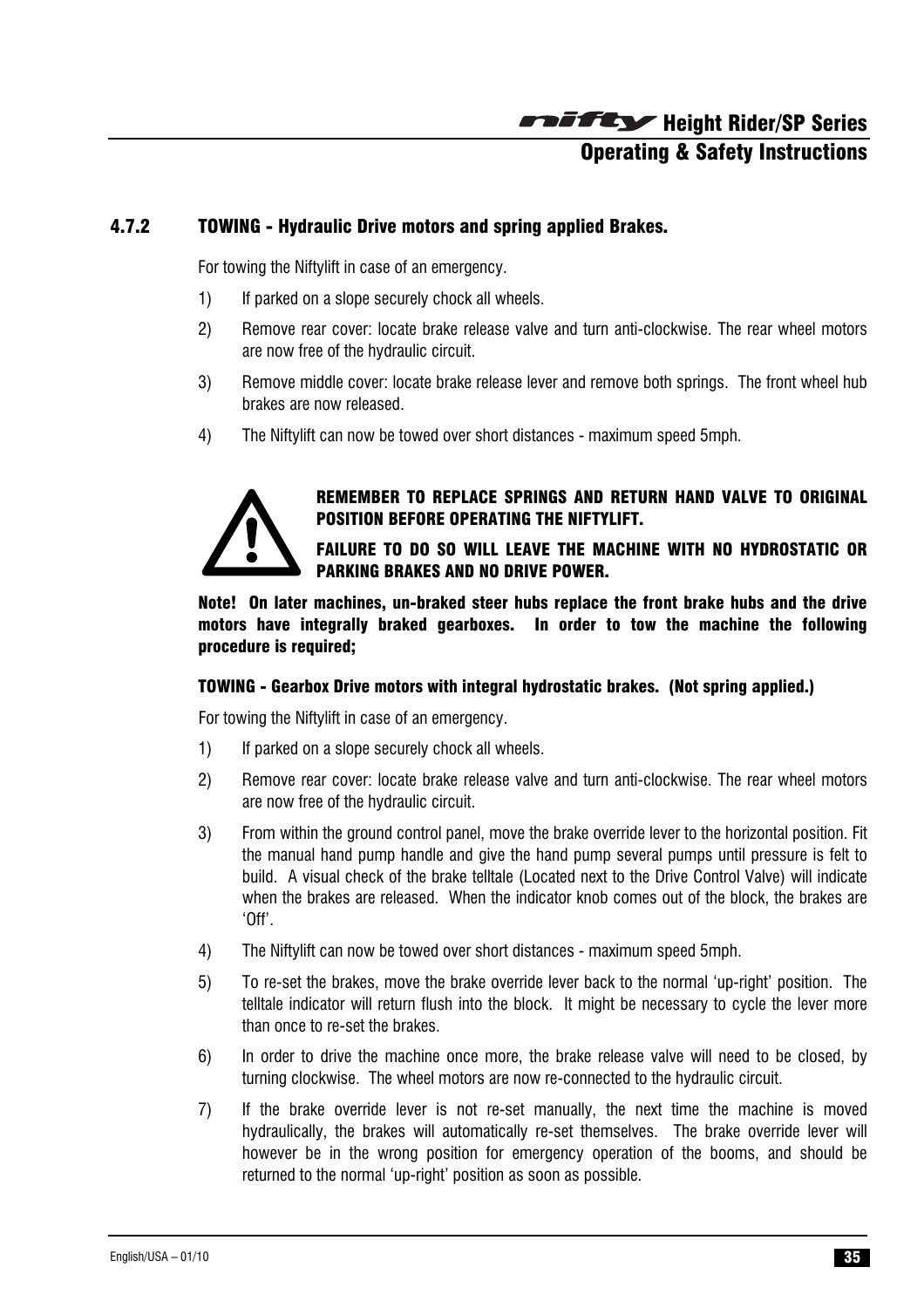### 4.7.2 TOWING - Hydraulic Drive motors and spring applied Brakes.

For towing the Niftylift in case of an emergency.

1) If parked on a slope securely chock all wheels.
2) Remove rear cover: locate brake release valve and turn anti-clockwise. The rear wheel motors are now free of the hydraulic circuit.
3) Remove middle cover: locate brake release lever and remove both springs. The front wheel hub brakes are now released.
4) The Niftylift can now be towed over short distances - maximum speed 5mph.

**REMEMBER TO REPLACE SPRINGS AND RETURN HAND VALVE TO ORIGINAL POSITION BEFORE OPERATING THE NIFTYLIFT.**

**FAILURE TO DO SO WILL LEAVE THE MACHINE WITH NO HYDROSTATIC OR PARKING BRAKES AND NO DRIVE POWER.**

**Note! On later machines, un-braked steer hubs replace the front brake hubs and the drive motors have integrally braked gearboxes. In order to tow the machine the following procedure is required;**

**TOWING - Gearbox Drive motors with integral hydrostatic brakes. (Not spring applied.)**

For towing the Niftylift in case of an emergency.

1) If parked on a slope securely chock all wheels.
2) Remove rear cover: locate brake release valve and turn anti-clockwise. The rear wheel motors are now free of the hydraulic circuit.
3) From within the ground control panel, move the brake override lever to the horizontal position. Fit the manual hand pump handle and give the hand pump several pumps until pressure is felt to build. A visual check of the brake telltale (Located next to the Drive Control Valve) will indicate when the brakes are released. When the indicator knob comes out of the block, the brakes are 'Off'.
4) The Niftylift can now be towed over short distances - maximum speed 5mph.
5) To re-set the brakes, move the brake override lever back to the normal 'up-right' position. The telltale indicator will return flush into the block. It might be necessary to cycle the lever more than once to re-set the brakes.
6) In order to drive the machine once more, the brake release valve will need to be closed, by turning clockwise. The wheel motors are now re-connected to the hydraulic circuit.
7) If the brake override lever is not re-set manually, the next time the machine is moved hydraulically, the brakes will automatically re-set themselves. The brake override lever will however be in the wrong position for emergency operation of the booms, and should be returned to the normal 'up-right' position as soon as possible.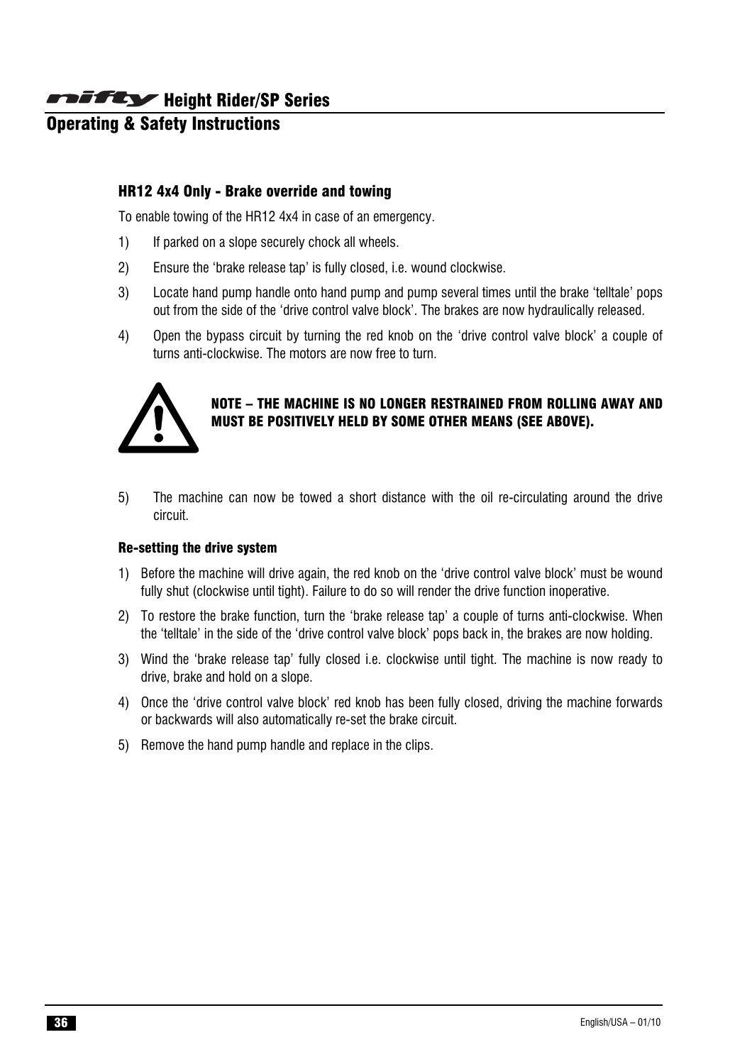### HR12 4x4 Only - Brake override and towing

To enable towing of the HR12 4x4 in case of an emergency.

1) If parked on a slope securely chock all wheels.
2) Ensure the 'brake release tap' is fully closed, i.e. wound clockwise.
3) Locate hand pump handle onto hand pump and pump several times until the brake 'telltale' pops out from the side of the 'drive control valve block'. The brakes are now hydraulically released.
4) Open the bypass circuit by turning the red knob on the 'drive control valve block' a couple of turns anti-clockwise. The motors are now free to turn.

**NOTE – THE MACHINE IS NO LONGER RESTRAINED FROM ROLLING AWAY AND MUST BE POSITIVELY HELD BY SOME OTHER MEANS (SEE ABOVE).**

5) The machine can now be towed a short distance with the oil re-circulating around the drive circuit.

#### Re-setting the drive system

1) Before the machine will drive again, the red knob on the 'drive control valve block' must be wound fully shut (clockwise until tight). Failure to do so will render the drive function inoperative.
2) To restore the brake function, turn the 'brake release tap' a couple of turns anti-clockwise. When the 'telltale' in the side of the 'drive control valve block' pops back in, the brakes are now holding.
3) Wind the 'brake release tap' fully closed i.e. clockwise until tight. The machine is now ready to drive, brake and hold on a slope.
4) Once the 'drive control valve block' red knob has been fully closed, driving the machine forwards or backwards will also automatically re-set the brake circuit.
5) Remove the hand pump handle and replace in the clips.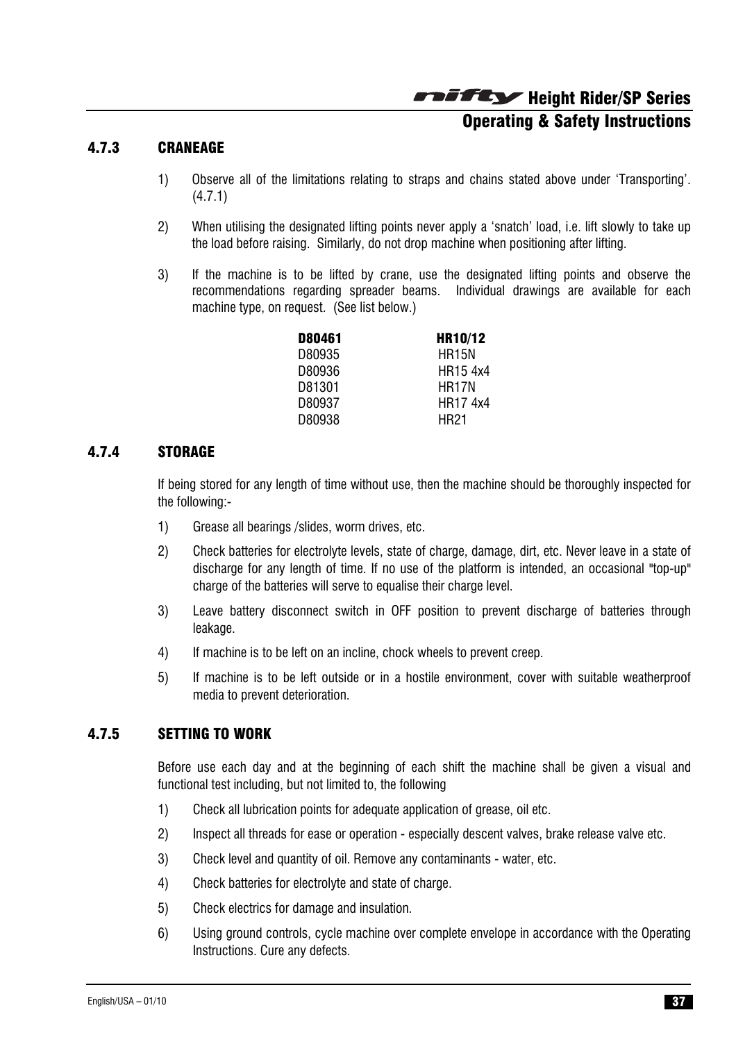### 4.7.3 CRANEAGE

1) Observe all of the limitations relating to straps and chains stated above under 'Transporting'. (4.7.1)

2) When utilising the designated lifting points never apply a 'snatch' load, i.e. lift slowly to take up the load before raising. Similarly, do not drop machine when positioning after lifting.

3) If the machine is to be lifted by crane, use the designated lifting points and observe the recommendations regarding spreader beams. Individual drawings are available for each machine type, on request. (See list below.)

| **D80461** | **HR10/12** |
|---|---|
| D80935 | HR15N |
| D80936 | HR15 4x4 |
| D81301 | HR17N |
| D80937 | HR17 4x4 |
| D80938 | HR21 |

### 4.7.4 STORAGE

If being stored for any length of time without use, then the machine should be thoroughly inspected for the following:-

1) Grease all bearings /slides, worm drives, etc.

2) Check batteries for electrolyte levels, state of charge, damage, dirt, etc. Never leave in a state of discharge for any length of time. If no use of the platform is intended, an occasional "top-up" charge of the batteries will serve to equalise their charge level.

3) Leave battery disconnect switch in OFF position to prevent discharge of batteries through leakage.

4) If machine is to be left on an incline, chock wheels to prevent creep.

5) If machine is to be left outside or in a hostile environment, cover with suitable weatherproof media to prevent deterioration.

### 4.7.5 SETTING TO WORK

Before use each day and at the beginning of each shift the machine shall be given a visual and functional test including, but not limited to, the following

1) Check all lubrication points for adequate application of grease, oil etc.

2) Inspect all threads for ease or operation - especially descent valves, brake release valve etc.

3) Check level and quantity of oil. Remove any contaminants - water, etc.

4) Check batteries for electrolyte and state of charge.

5) Check electrics for damage and insulation.

6) Using ground controls, cycle machine over complete envelope in accordance with the Operating Instructions. Cure any defects.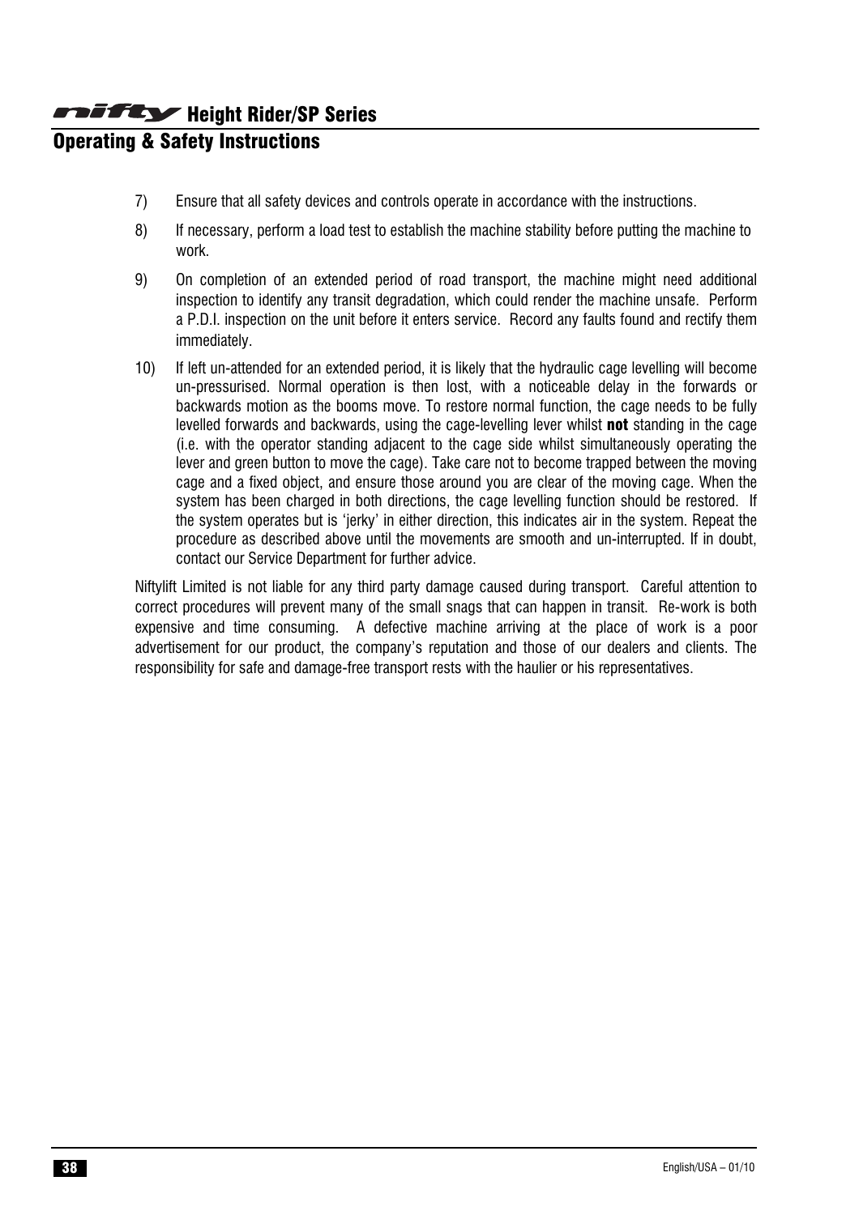7) Ensure that all safety devices and controls operate in accordance with the instructions.

8) If necessary, perform a load test to establish the machine stability before putting the machine to work.

9) On completion of an extended period of road transport, the machine might need additional inspection to identify any transit degradation, which could render the machine unsafe. Perform a P.D.I. inspection on the unit before it enters service. Record any faults found and rectify them immediately.

10) If left un-attended for an extended period, it is likely that the hydraulic cage levelling will become un-pressurised. Normal operation is then lost, with a noticeable delay in the forwards or backwards motion as the booms move. To restore normal function, the cage needs to be fully levelled forwards and backwards, using the cage-levelling lever whilst **not** standing in the cage (i.e. with the operator standing adjacent to the cage side whilst simultaneously operating the lever and green button to move the cage). Take care not to become trapped between the moving cage and a fixed object, and ensure those around you are clear of the moving cage. When the system has been charged in both directions, the cage levelling function should be restored. If the system operates but is 'jerky' in either direction, this indicates air in the system. Repeat the procedure as described above until the movements are smooth and un-interrupted. If in doubt, contact our Service Department for further advice.

Niftylift Limited is not liable for any third party damage caused during transport. Careful attention to correct procedures will prevent many of the small snags that can happen in transit. Re-work is both expensive and time consuming. A defective machine arriving at the place of work is a poor advertisement for our product, the company's reputation and those of our dealers and clients. The responsibility for safe and damage-free transport rests with the haulier or his representatives.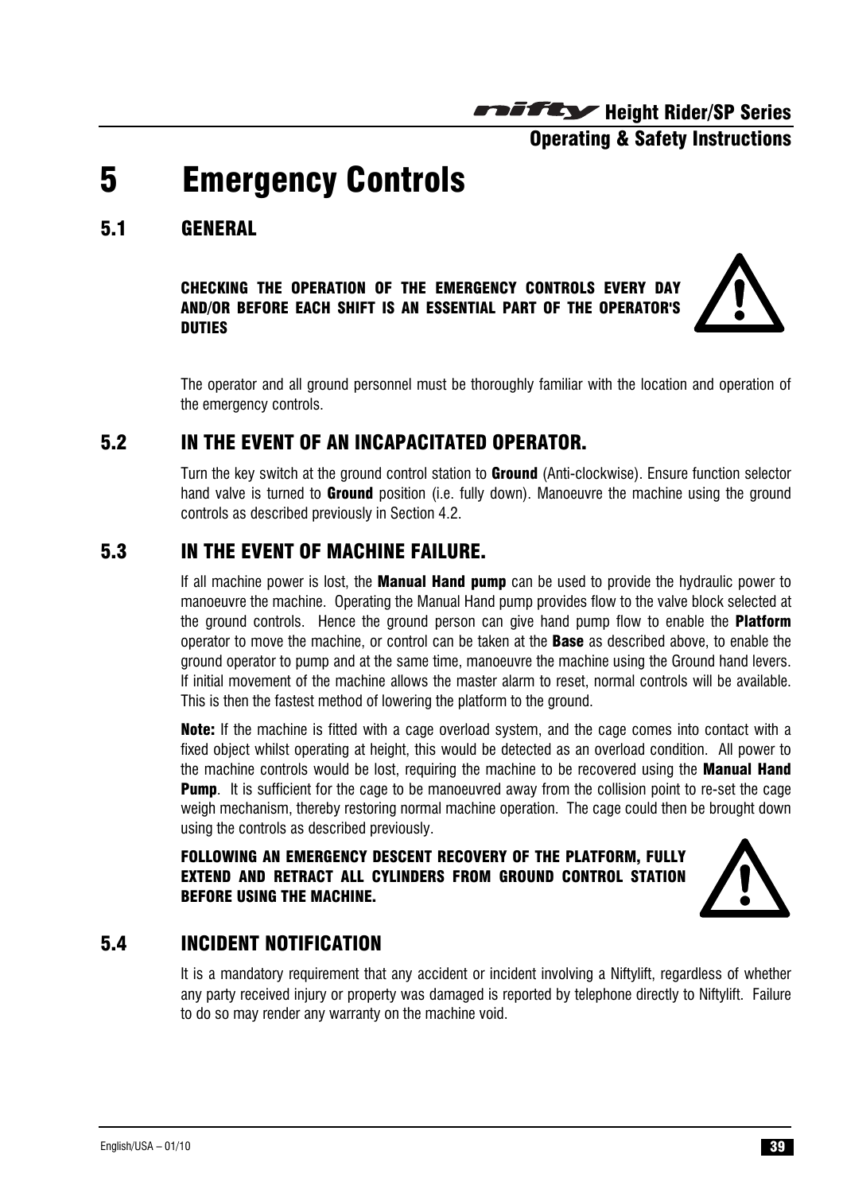# 5 Emergency Controls

## 5.1 GENERAL

**CHECKING THE OPERATION OF THE EMERGENCY CONTROLS EVERY DAY AND/OR BEFORE EACH SHIFT IS AN ESSENTIAL PART OF THE OPERATOR'S DUTIES**

The operator and all ground personnel must be thoroughly familiar with the location and operation of the emergency controls.

## 5.2 IN THE EVENT OF AN INCAPACITATED OPERATOR.

Turn the key switch at the ground control station to **Ground** (Anti-clockwise). Ensure function selector hand valve is turned to **Ground** position (i.e. fully down). Manoeuvre the machine using the ground controls as described previously in Section 4.2.

## 5.3 IN THE EVENT OF MACHINE FAILURE.

If all machine power is lost, the **Manual Hand pump** can be used to provide the hydraulic power to manoeuvre the machine. Operating the Manual Hand pump provides flow to the valve block selected at the ground controls. Hence the ground person can give hand pump flow to enable the **Platform** operator to move the machine, or control can be taken at the **Base** as described above, to enable the ground operator to pump and at the same time, manoeuvre the machine using the Ground hand levers. If initial movement of the machine allows the master alarm to reset, normal controls will be available. This is then the fastest method of lowering the platform to the ground.

**Note:** If the machine is fitted with a cage overload system, and the cage comes into contact with a fixed object whilst operating at height, this would be detected as an overload condition. All power to the machine controls would be lost, requiring the machine to be recovered using the **Manual Hand Pump**. It is sufficient for the cage to be manoeuvred away from the collision point to re-set the cage weigh mechanism, thereby restoring normal machine operation. The cage could then be brought down using the controls as described previously.

**FOLLOWING AN EMERGENCY DESCENT RECOVERY OF THE PLATFORM, FULLY EXTEND AND RETRACT ALL CYLINDERS FROM GROUND CONTROL STATION BEFORE USING THE MACHINE.**

## 5.4 INCIDENT NOTIFICATION

It is a mandatory requirement that any accident or incident involving a Niftylift, regardless of whether any party received injury or property was damaged is reported by telephone directly to Niftylift. Failure to do so may render any warranty on the machine void.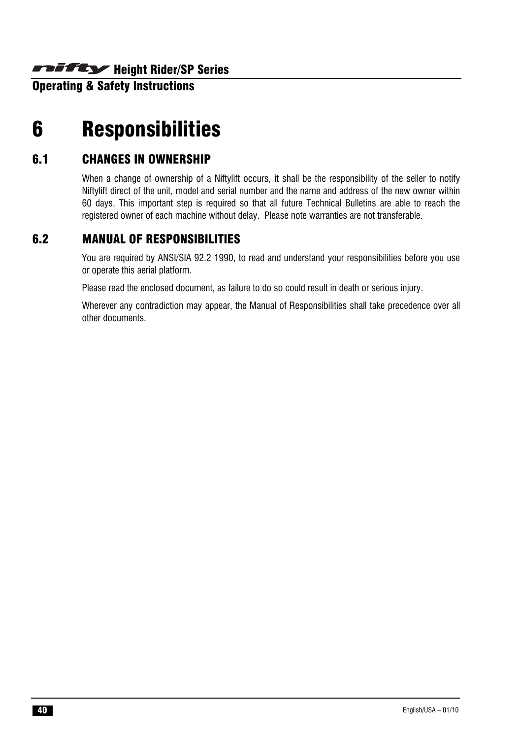# 6 Responsibilities

## 6.1 CHANGES IN OWNERSHIP

When a change of ownership of a Niftylift occurs, it shall be the responsibility of the seller to notify Niftylift direct of the unit, model and serial number and the name and address of the new owner within 60 days. This important step is required so that all future Technical Bulletins are able to reach the registered owner of each machine without delay. Please note warranties are not transferable.

## 6.2 MANUAL OF RESPONSIBILITIES

You are required by ANSI/SIA 92.2 1990, to read and understand your responsibilities before you use or operate this aerial platform.

Please read the enclosed document, as failure to do so could result in death or serious injury.

Wherever any contradiction may appear, the Manual of Responsibilities shall take precedence over all other documents.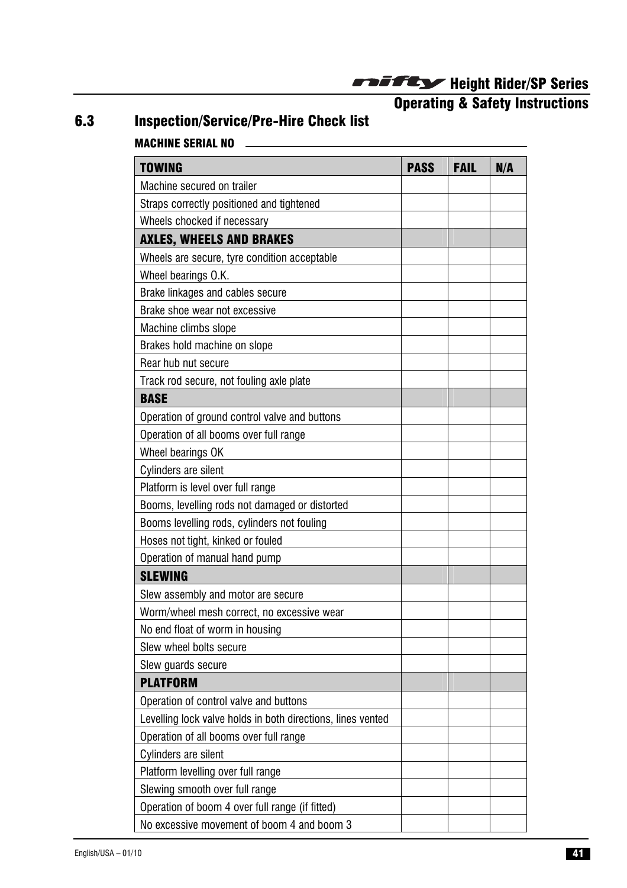## 6.3 Inspection/Service/Pre-Hire Check list

**MACHINE SERIAL NO** ______________________________

| TOWING | PASS | FAIL | N/A |
|---|---|---|---|
| Machine secured on trailer | | | |
| Straps correctly positioned and tightened | | | |
| Wheels chocked if necessary | | | |
| **AXLES, WHEELS AND BRAKES** | | | |
| Wheels are secure, tyre condition acceptable | | | |
| Wheel bearings O.K. | | | |
| Brake linkages and cables secure | | | |
| Brake shoe wear not excessive | | | |
| Machine climbs slope | | | |
| Brakes hold machine on slope | | | |
| Rear hub nut secure | | | |
| Track rod secure, not fouling axle plate | | | |
| **BASE** | | | |
| Operation of ground control valve and buttons | | | |
| Operation of all booms over full range | | | |
| Wheel bearings OK | | | |
| Cylinders are silent | | | |
| Platform is level over full range | | | |
| Booms, levelling rods not damaged or distorted | | | |
| Booms levelling rods, cylinders not fouling | | | |
| Hoses not tight, kinked or fouled | | | |
| Operation of manual hand pump | | | |
| **SLEWING** | | | |
| Slew assembly and motor are secure | | | |
| Worm/wheel mesh correct, no excessive wear | | | |
| No end float of worm in housing | | | |
| Slew wheel bolts secure | | | |
| Slew guards secure | | | |
| **PLATFORM** | | | |
| Operation of control valve and buttons | | | |
| Levelling lock valve holds in both directions, lines vented | | | |
| Operation of all booms over full range | | | |
| Cylinders are silent | | | |
| Platform levelling over full range | | | |
| Slewing smooth over full range | | | |
| Operation of boom 4 over full range (if fitted) | | | |
| No excessive movement of boom 4 and boom 3 | | | |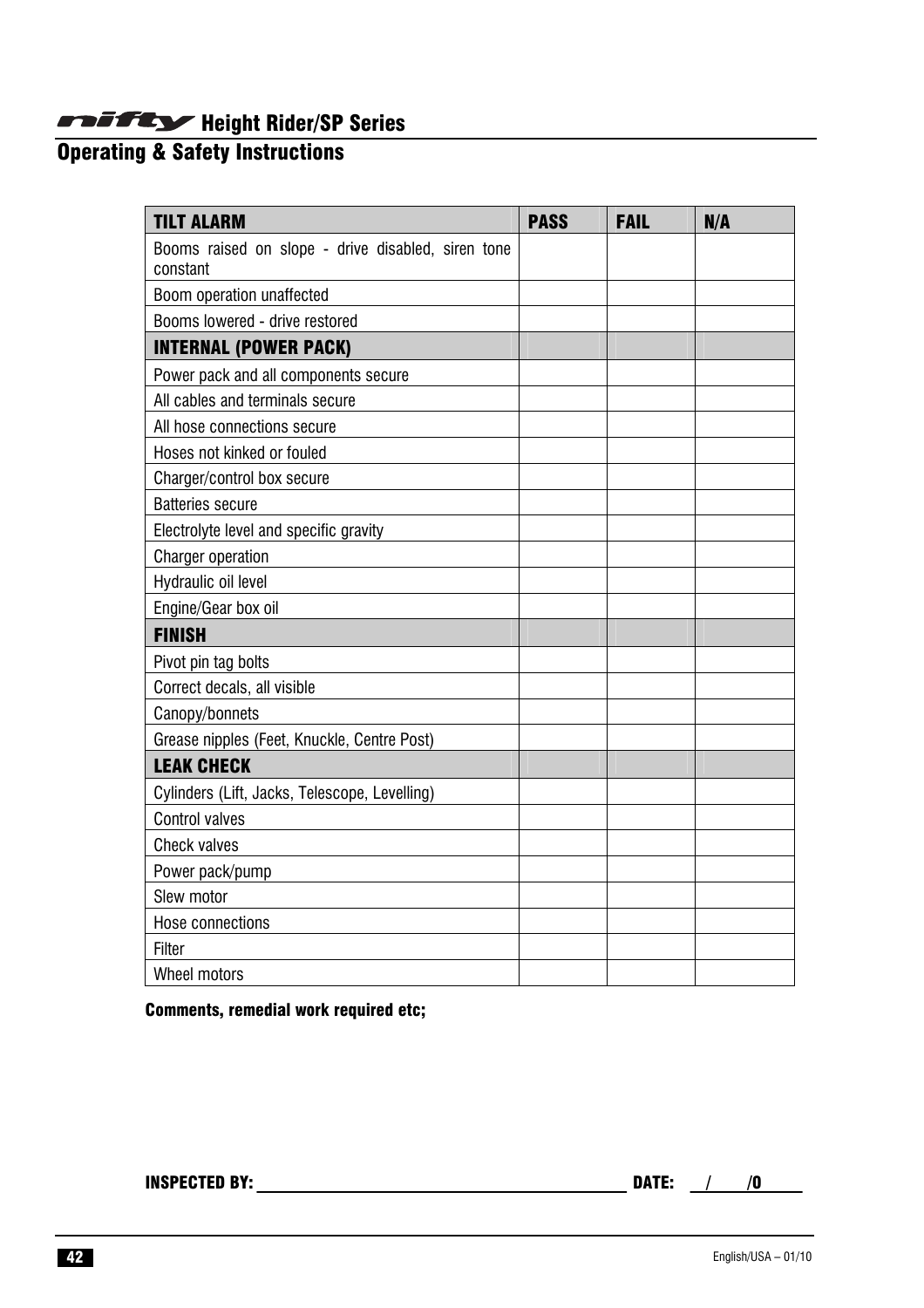| TILT ALARM | PASS | FAIL | N/A |
|---|---|---|---|
| Booms raised on slope - drive disabled, siren tone constant | | | |
| Boom operation unaffected | | | |
| Booms lowered - drive restored | | | |
| **INTERNAL (POWER PACK)** | | | |
| Power pack and all components secure | | | |
| All cables and terminals secure | | | |
| All hose connections secure | | | |
| Hoses not kinked or fouled | | | |
| Charger/control box secure | | | |
| Batteries secure | | | |
| Electrolyte level and specific gravity | | | |
| Charger operation | | | |
| Hydraulic oil level | | | |
| Engine/Gear box oil | | | |
| **FINISH** | | | |
| Pivot pin tag bolts | | | |
| Correct decals, all visible | | | |
| Canopy/bonnets | | | |
| Grease nipples (Feet, Knuckle, Centre Post) | | | |
| **LEAK CHECK** | | | |
| Cylinders (Lift, Jacks, Telescope, Levelling) | | | |
| Control valves | | | |
| Check valves | | | |
| Power pack/pump | | | |
| Slew motor | | | |
| Hose connections | | | |
| Filter | | | |
| Wheel motors | | | |

**Comments, remedial work required etc;**

**INSPECTED BY:** ______________________________ **DATE:** ___/___/0___